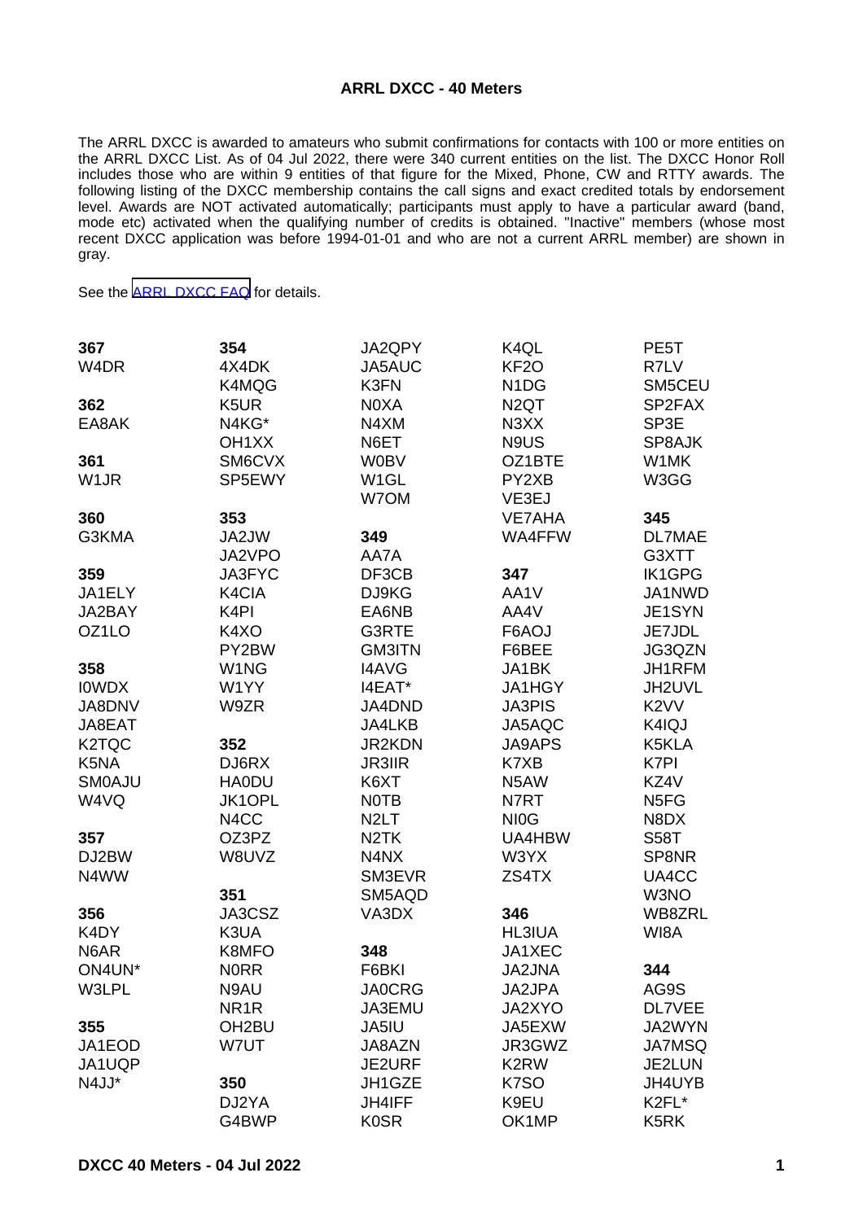# ARRL DXCC - 40 Meters

The ARRL DXCC is awarded to amateurs who submit confirmations for contacts with 100 or more entities on the ARRL DXCC List. As of 04 Jul 2022, there were 340 current entities on the list. The DXCC Honor Roll includes those who are within 9 entities of that figure for the Mixed, Phone, CW and RTTY awards. The following listing of the DXCC membership contains the call signs and exact credited totals by endorsement level. Awards are NOT activated automatically; participants must apply to have a particular award (band, mode etc) activated when the qualifying number of credits is obtained. "Inactive" members (whose most recent DXCC application was before 1994-01-01 and who are not a current ARRL member) are shown in gray.

See the [ARRL DXCC FAQ] for details.

**367**
W4DR

**362**
EA8AK

**361**
W1JR

**360**
G3KMA

**359**
JA1ELY
JA2BAY
OZ1LO

**358**
I0WDX
JA8DNV
JA8EAT
K2TQC
K5NA
SM0AJU
W4VQ

**357**
DJ2BW
N4WW

**356**
K4DY
N6AR
ON4UN*
W3LPL

**355**
JA1EOD
JA1UQP
N4JJ*

**354**
4X4DK
K4MQG
K5UR
N4KG*
OH1XX
SM6CVX
SP5EWY

**353**
JA2JW
JA2VPO
JA3FYC
K4CIA
K4PI
K4XO
PY2BW
W1NG
W1YY
W9ZR

**352**
DJ6RX
HA0DU
JK1OPL
N4CC
OZ3PZ
W8UVZ

**351**
JA3CSZ
K3UA
K8MFO
N0RR
N9AU
NR1R
OH2BU
W7UT

**350**
DJ2YA
G4BWP
JA2QPY
JA5AUC
K3FN
N0XA
N4XM
N6ET
W0BV
W1GL
W7OM

**349**
AA7A
DF3CB
DJ9KG
EA6NB
G3RTE
GM3ITN
I4AVG
I4EAT*
JA4DND
JA4LKB
JR2KDN
JR3IIR
K6XT
N0TB
N2LT
N2TK
N4NX
SM3EVR
SM5AQD
VA3DX

**348**
F6BKI
JA0CRG
JA3EMU
JA5IU
JA8AZN
JE2URF
JH1GZE
JH4IFF
K0SR
K4QL
KF2O
N1DG
N2QT
N3XX
N9US
OZ1BTE
PY2XB
VE3EJ
VE7AHA
WA4FFW

**347**
AA1V
AA4V
F6AOJ
F6BEE
JA1BK
JA1HGY
JA3PIS
JA5AQC
JA9APS
K7XB
N5AW
N7RT
NI0G
UA4HBW
W3YX
ZS4TX

**346**
HL3IUA
JA1XEC
JA2JNA
JA2JPA
JA2XYO
JA5EXW
JR3GWZ
K2RW
K7SO
K9EU
OK1MP
PE5T
R7LV
SM5CEU
SP2FAX
SP3E
SP8AJK
W1MK
W3GG

**345**
DL7MAE
G3XTT
IK1GPG
JA1NWD
JE1SYN
JE7JDL
JG3QZN
JH1RFM
JH2UVL
K2VV
K4IQJ
K5KLA
K7PI
KZ4V
N5FG
N8DX
S58T
SP8NR
UA4CC
W3NO
WB8ZRL
WI8A

**344**
AG9S
DL7VEE
JA2WYN
JA7MSQ
JE2LUN
JH4UYB
K2FL*
K5RK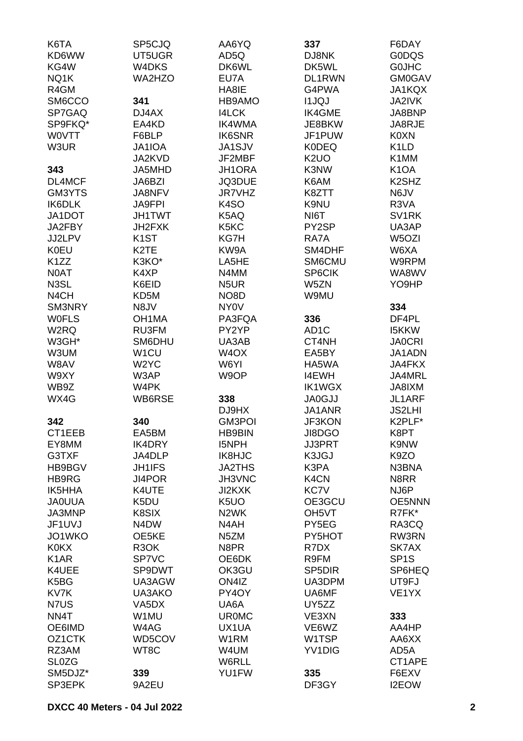K6TA
KD6WW
KG4W
NQ1K
R4GM
SM6CCO
SP7GAQ
SP9FKQ*
W0VTT
W3UR

**343**
DL4MCF
GM3YTS
IK6DLK
JA1DOT
JA2FBY
JJ2LPV
K0EU
K1ZZ
N0AT
N3SL
N4CH
SM3NRY
W0FLS
W2RQ
W3GH*
W3UM
W8AV
W9XY
WB9Z
WX4G

**342**
CT1EEB
EY8MM
G3TXF
HB9BGV
HB9RG
IK5HHA
JA0UUA
JA3MNP
JF1UVJ
JO1WKO
K0KX
K1AR
K4UEE
K5BG
KV7K
N7US
NN4T
OE6IMD
OZ1CTK
RZ3AM
SL0ZG
SM5DJZ*
SP3EPK

SP5CJQ
UT5UGR
W4DKS
WA2HZO

**341**
DJ4AX
EA4KD
F6BLP
JA1IOA
JA2KVD
JA5MHD
JA6BZI
JA8NFV
JA9FPI
JH1TWT
JH2FXK
K1ST
K2TE
K3KO*
K4XP
K6EID
KD5M
N8JV
OH1MA
RU3FM
SM6DHU
W1CU
W2YC
W3AP
W4PK
WB6RSE

**340**
EA5BM
IK4DRY
JA4DLP
JH1IFS
JI4POR
K4UTE
K5DU
K8SIX
N4DW
OE5KE
R3OK
SP7VC
SP9DWT
UA3AGW
UA3AKO
VA5DX
W1MU
W4AG
WD5COV
WT8C

**339**
9A2EU

AA6YQ
AD5Q
DK6WL
EU7A
HA8IE
HB9AMO
I4LCK
IK4WMA
IK6SNR
JA1SJV
JF2MBF
JH1ORA
JQ3DUE
JR7VHZ
K4SO
K5AQ
K5KC
KG7H
KW9A
LA5HE
N4MM
N5UR
NO8D
NY0V
PA3FQA
PY2YP
UA3AB
W4OX
W6YI
W9OP

**338**
DJ9HX
GM3POI
HB9BIN
I5NPH
IK8HJC
JA2THS
JH3VNC
JI2KXK
K5UO
N2WK
N4AH
N5ZM
N8PR
OE6DK
OK3GU
ON4IZ
PY4OY
UA6A
UR0MC
UX1UA
W1RM
W4UM
W6RLL
YU1FW

**337**
DJ8NK
DK5WL
DL1RWN
G4PWA
I1JQJ
IK4GME
JE8BKW
JF1PUW
K0DEQ
K2UO
K3NW
K6AM
K8ZTT
K9NU
NI6T
PY2SP
RA7A
SM4DHF
SM6CMU
SP6CIK
W5ZN
W9MU

**336**
AD1C
CT4NH
EA5BY
HA5WA
I4EWH
IK1WGX
JA0GJJ
JA1ANR
JF3KON
JI8DGO
JJ3PRT
K3JGJ
K3PA
K4CN
KC7V
OE3GCU
OH5VT
PY5EG
PY5HOT
R7DX
R9FM
SP5DIR
UA3DPM
UA6MF
UY5ZZ
VE3XN
VE6WZ
W1TSP
YV1DIG

**335**
DF3GY

F6DAY
G0DQS
G0JHC
GM0GAV
JA1KQX
JA2IVK
JA8BNP
JA8RJE
K0XN
K1LD
K1MM
K1OA
K2SHZ
N6JV
R3VA
SV1RK
UA3AP
W5OZI
W6XA
W9RPM
WA8WV
YO9HP

**334**
DF4PL
I5KKW
JA0CRI
JA1ADN
JA4FKX
JA4MRL
JA8IXM
JL1ARF
JS2LHI
K2PLF*
K8PT
K9NW
K9ZO
N3BNA
N8RR
NJ6P
OE5NNN
R7FK*
RA3CQ
RW3RN
SK7AX
SP1S
SP6HEQ
UT9FJ
VE1YX

**333**
AA4HP
AA6XX
AD5A
CT1APE
F6EXV
I2EOW

**DXCC 40 Meters - 04 Jul 2022**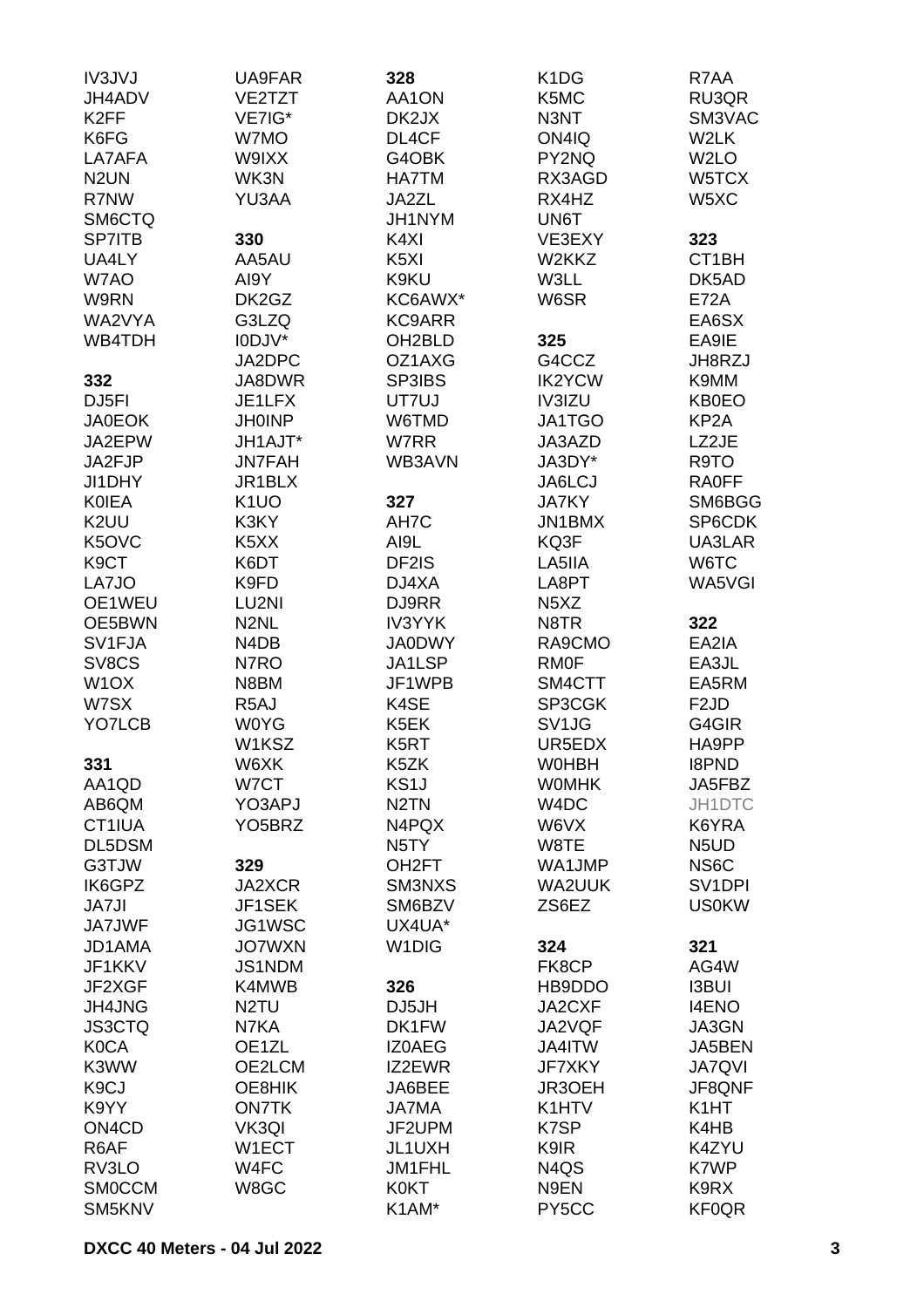IV3JVJ
JH4ADV
K2FF
K6FG
LA7AFA
N2UN
R7NW
SM6CTQ
SP7ITB
UA4LY
W7AO
W9RN
WA2VYA
WB4TDH

**332**
DJ5FI
JA0EOK
JA2EPW
JA2FJP
JI1DHY
K0IEA
K2UU
K5OVC
K9CT
LA7JO
OE1WEU
OE5BWN
SV1FJA
SV8CS
W1OX
W7SX
YO7LCB

**331**
AA1QD
AB6QM
CT1IUA
DL5DSM
G3TJW
IK6GPZ
JA7JI
JA7JWF
JD1AMA
JF1KKV
JF2XGF
JH4JNG
JS3CTQ
K0CA
K3WW
K9CJ
K9YY
ON4CD
R6AF
RV3LO
SM0CCM
SM5KNV

UA9FAR
VE2TZT
VE7IG*
W7MO
W9IXX
WK3N
YU3AA

**330**
AA5AU
AI9Y
DK2GZ
G3LZQ
I0DJV*
JA2DPC
JA8DWR
JE1LFX
JH0INP
JH1AJT*
JN7FAH
JR1BLX
K1UO
K3KY
K5XX
K6DT
K9FD
LU2NI
N2NL
N4DB
N7RO
N8BM
R5AJ
W0YG
W1KSZ
W6XK
W7CT
YO3APJ
YO5BRZ

**329**
JA2XCR
JF1SEK
JG1WSC
JO7WXN
JS1NDM
K4MWB
N2TU
N7KA
OE1ZL
OE2LCM
OE8HIK
ON7TK
VK3QI
W1ECT
W4FC
W8GC

**328**
AA1ON
DK2JX
DL4CF
G4OBK
HA7TM
JA2ZL
JH1NYM
K4XI
K5XI
K9KU
KC6AWX*
KC9ARR
OH2BLD
OZ1AXG
SP3IBS
UT7UJ
W6TMD
W7RR
WB3AVN

**327**
AH7C
AI9L
DF2IS
DJ4XA
DJ9RR
IV3YYK
JA0DWY
JA1LSP
JF1WPB
K4SE
K5EK
K5RT
K5ZK
KS1J
N2TN
N4PQX
N5TY
OH2FT
SM3NXS
SM6BZV
UX4UA*
W1DIG

**326**
DJ5JH
DK1FW
IZ0AEG
IZ2EWR
JA6BEE
JA7MA
JF2UPM
JL1UXH
JM1FHL
K0KT
K1AM*

K1DG
K5MC
N3NT
ON4IQ
PY2NQ
RX3AGD
RX4HZ
UN6T
VE3EXY
W2KKZ
W3LL
W6SR

**325**
G4CCZ
IK2YCW
IV3IZU
JA1TGO
JA3AZD
JA3DY*
JA6LCJ
JA7KY
JN1BMX
KQ3F
LA5IIA
LA8PT
N5XZ
N8TR
RA9CMO
RM0F
SM4CTT
SP3CGK
SV1JG
UR5EDX
W0HBH
W0MHK
W4DC
W6VX
W8TE
WA1JMP
WA2UUK
ZS6EZ

**324**
FK8CP
HB9DDO
JA2CXF
JA2VQF
JA4ITW
JF7XKY
JR3OEH
K1HTV
K7SP
K9IR
N4QS
N9EN
PY5CC

R7AA
RU3QR
SM3VAC
W2LK
W2LO
W5TCX
W5XC

**323**
CT1BH
DK5AD
E72A
EA6SX
EA9IE
JH8RZJ
K9MM
KB0EO
KP2A
LZ2JE
R9TO
RA0FF
SM6BGG
SP6CDK
UA3LAR
W6TC
WA5VGI

**322**
EA2IA
EA3JL
EA5RM
F2JD
G4GIR
HA9PP
I8PND
JA5FBZ
JH1DTC
K6YRA
N5UD
NS6C
SV1DPI
US0KW

**321**
AG4W
I3BUI
I4ENO
JA3GN
JA5BEN
JA7QVI
JF8QNF
K1HT
K4HB
K4ZYU
K7WP
K9RX
KF0QR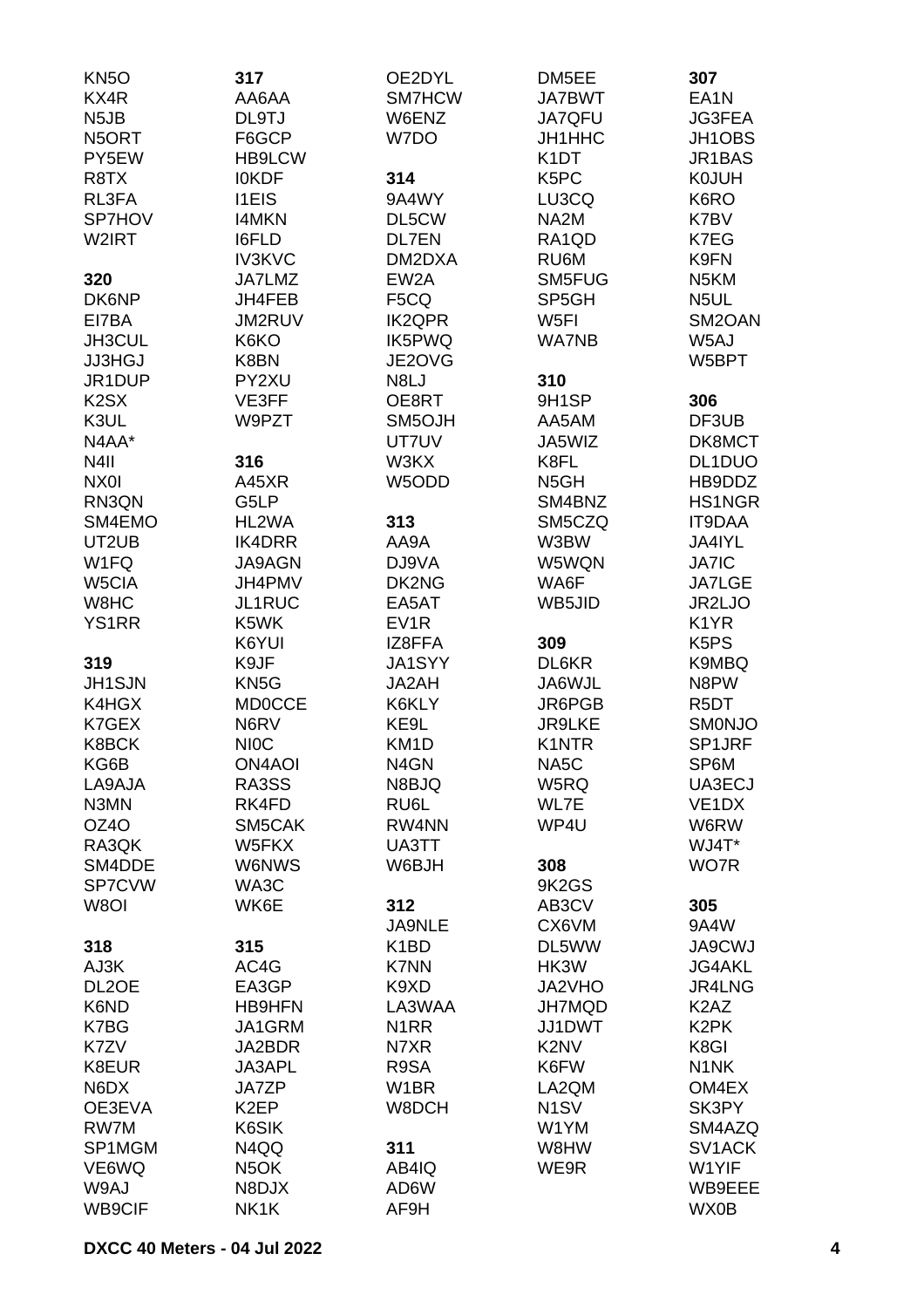KN5O
KX4R
N5JB
N5ORT
PY5EW
R8TX
RL3FA
SP7HOV
W2IRT

**320**
DK6NP
EI7BA
JH3CUL
JJ3HGJ
JR1DUP
K2SX
K3UL
N4AA*
N4II
NX0I
RN3QN
SM4EMO
UT2UB
W1FQ
W5CIA
W8HC
YS1RR

**319**
JH1SJN
K4HGX
K7GEX
K8BCK
KG6B
LA9AJA
N3MN
OZ4O
RA3QK
SM4DDE
SP7CVW
W8OI

**318**
AJ3K
DL2OE
K6ND
K7BG
K7ZV
K8EUR
N6DX
OE3EVA
RW7M
SP1MGM
VE6WQ
W9AJ
WB9CIF

**317**
AA6AA
DL9TJ
F6GCP
HB9LCW
I0KDF
I1EIS
I4MKN
I6FLD
IV3KVC
JA7LMZ
JH4FEB
JM2RUV
K6KO
K8BN
PY2XU
VE3FF
W9PZT

**316**
A45XR
G5LP
HL2WA
IK4DRR
JA9AGN
JH4PMV
JL1RUC
K5WK
K6YUI
K9JF
KN5G
MD0CCE
N6RV
NI0C
ON4AOI
RA3SS
RK4FD
SM5CAK
W5FKX
W6NWS
WA3C
WK6E

**315**
AC4G
EA3GP
HB9HFN
JA1GRM
JA2BDR
JA3APL
JA7ZP
K2EP
K6SIK
N4QQ
N5OK
N8DJX
NK1K

OE2DYL
SM7HCW
W6ENZ
W7DO

**314**
9A4WY
DL5CW
DL7EN
DM2DXA
EW2A
F5CQ
IK2QPR
IK5PWQ
JE2OVG
N8LJ
OE8RT
SM5OJH
UT7UV
W3KX
W5ODD

**313**
AA9A
DJ9VA
DK2NG
EA5AT
EV1R
IZ8FFA
JA1SYY
JA2AH
K6KLY
KE9L
KM1D
N4GN
N8BJQ
RU6L
RW4NN
UA3TT
W6BJH

**312**
JA9NLE
K1BD
K7NN
K9XD
LA3WAA
N1RR
N7XR
R9SA
W1BR
W8DCH

**311**
AB4IQ
AD6W
AF9H

DM5EE
JA7BWT
JA7QFU
JH1HHC
K1DT
K5PC
LU3CQ
NA2M
RA1QD
RU6M
SM5FUG
SP5GH
W5FI
WA7NB

**310**
9H1SP
AA5AM
JA5WIZ
K8FL
N5GH
SM4BNZ
SM5CZQ
W3BW
W5WQN
WA6F
WB5JID

**309**
DL6KR
JA6WJL
JR6PGB
JR9LKE
K1NTR
NA5C
W5RQ
WL7E
WP4U

**308**
9K2GS
AB3CV
CX6VM
DL5WW
HK3W
JA2VHO
JH7MQD
JJ1DWT
K2NV
K6FW
LA2QM
N1SV
W1YM
W8HW
WE9R

**307**
EA1N
JG3FEA
JH1OBS
JR1BAS
K0JUH
K6RO
K7BV
K7EG
K9FN
N5KM
N5UL
SM2OAN
W5AJ
W5BPT

**306**
DF3UB
DK8MCT
DL1DUO
HB9DDZ
HS1NGR
IT9DAA
JA4IYL
JA7IC
JA7LGE
JR2LJO
K1YR
K5PS
K9MBQ
N8PW
R5DT
SM0NJO
SP1JRF
SP6M
UA3ECJ
VE1DX
W6RW
WJ4T*
WO7R

**305**
9A4W
JA9CWJ
JG4AKL
JR4LNG
K2AZ
K2PK
K8GI
N1NK
OM4EX
SK3PY
SM4AZQ
SV1ACK
W1YIF
WB9EEE
WX0B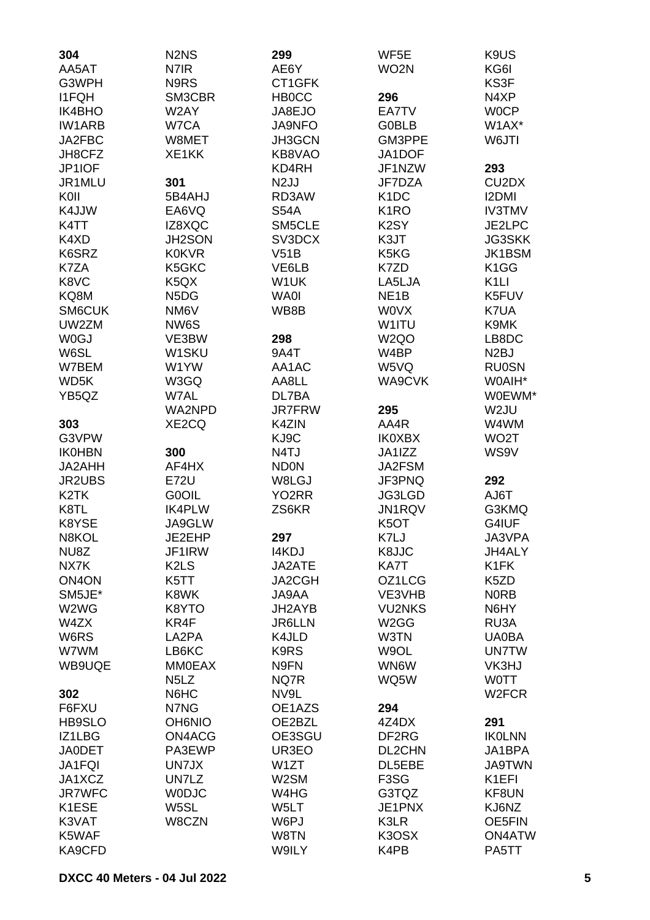**304**
AA5AT
G3WPH
I1FQH
IK4BHO
IW1ARB
JA2FBC
JH8CFZ
JP1IOF
JR1MLU
K0II
K4JJW
K4TT
K4XD
K6SRZ
K7ZA
K8VC
KQ8M
SM6CUK
UW2ZM
W0GJ
W6SL
W7BEM
WD5K
YB5QZ

**303**
G3VPW
IK0HBN
JA2AHH
JR2UBS
K2TK
K8TL
K8YSE
N8KOL
NU8Z
NX7K
ON4ON
SM5JE*
W2WG
W4ZX
W6RS
W7WM
WB9UQE

**302**
F6FXU
HB9SLO
IZ1LBG
JA0DET
JA1FQI
JA1XCZ
JR7WFC
K1ESE
K3VAT
K5WAF
KA9CFD
N2NS
N7IR
N9RS
SM3CBR
W2AY
W7CA
W8MET
XE1KK

**301**
5B4AHJ
EA6VQ
IZ8XQC
JH2SON
K0KVR
K5GKC
K5QX
N5DG
NM6V
NW6S
VE3BW
W1SKU
W1YW
W3GQ
W7AL
WA2NPD
XE2CQ

**300**
AF4HX
E72U
G0OIL
IK4PLW
JA9GLW
JE2EHP
JF1IRW
K2LS
K5TT
K8WK
K8YTO
KR4F
LA2PA
LB6KC
MM0EAX
N5LZ
N6HC
N7NG
OH6NIO
ON4ACG
PA3EWP
UN7JX
UN7LZ
W0DJC
W5SL
W8CZN

**299**
AE6Y
CT1GFK
HB0CC
JA8EJO
JA9NFO
JH3GCN
KB8VAO
KD4RH
N2JJ
RD3AW
S54A
SM5CLE
SV3DCX
V51B
VE6LB
W1UK
WA0I
WB8B

**298**
9A4T
AA1AC
AA8LL
DL7BA
JR7FRW
K4ZIN
KJ9C
N4TJ
ND0N
W8LGJ
YO2RR
ZS6KR

**297**
I4KDJ
JA2ATE
JA2CGH
JA9AA
JH2AYB
JR6LLN
K4JLD
K9RS
N9FN
NQ7R
NV9L
OE1AZS
OE2BZL
OE3SGU
UR3EO
W1ZT
W2SM
W4HG
W5LT
W6PJ
W8TN
W9ILY
WF5E
WO2N

**296**
EA7TV
G0BLB
GM3PPE
JA1DOF
JF1NZW
JF7DZA
K1DC
K1RO
K2SY
K3JT
K5KG
K7ZD
LA5LJA
NE1B
W0VX
W1ITU
W2QO
W4BP
W5VQ
WA9CVK

**295**
AA4R
IK0XBX
JA1IZZ
JA2FSM
JF3PNQ
JG3LGD
JN1RQV
K5OT
K7LJ
K8JJC
KA7T
OZ1LCG
VE3VHB
VU2NKS
W2GG
W3TN
W9OL
WN6W
WQ5W

**294**
4Z4DX
DF2RG
DL2CHN
DL5EBE
F3SG
G3TQZ
JE1PNX
K3LR
K3OSX
K4PB
K9US
KG6I
KS3F
N4XP
W0CP
W1AX*
W6JTI

**293**
CU2DX
I2DMI
IV3TMV
JE2LPC
JG3SKK
JK1BSM
K1GG
K1LI
K5FUV
K7UA
K9MK
LB8DC
N2BJ
RU0SN
W0AIH*
W0EWM*
W2JU
W4WM
WO2T
WS9V

**292**
AJ6T
G3KMQ
G4IUF
JA3VPA
JH4ALY
K1FK
K5ZD
N0RB
N6HY
RU3A
UA0BA
UN7TW
VK3HJ
W0TT
W2FCR

**291**
IK0LNN
JA1BPA
JA9TWN
K1EFI
KF8UN
KJ6NZ
OE5FIN
ON4ATW
PA5TT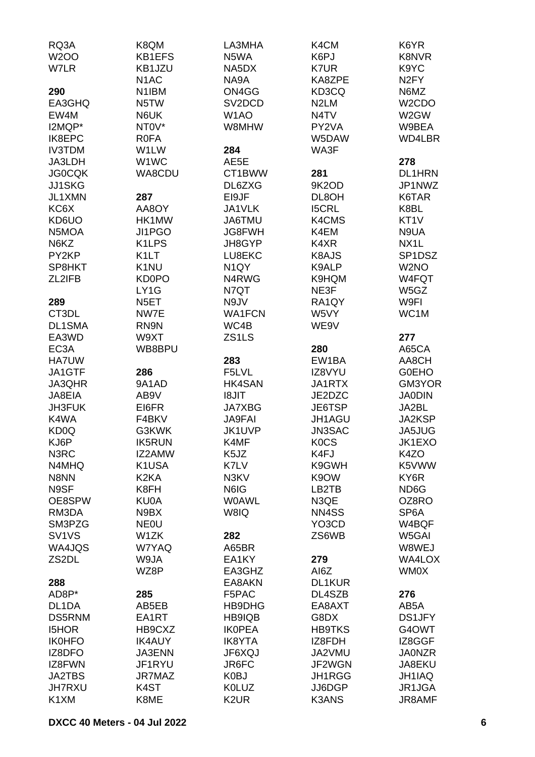RQ3A
W2OO
W7LR

**290**
EA3GHQ
EW4M
I2MQP*
IK8EPC
IV3TDM
JA3LDH
JG0CQK
JJ1SKG
JL1XMN
KC6X
KD6UO
N5MOA
N6KZ
PY2KP
SP8HKT
ZL2IFB

**289**
CT3DL
DL1SMA
EA3WD
EC3A
HA7UW
JA1GTF
JA3QHR
JA8EIA
JH3FUK
K4WA
KD0Q
KJ6P
N3RC
N4MHQ
N8NN
N9SF
OE8SPW
RM3DA
SM3PZG
SV1VS
WA4JQS
ZS2DL

**288**
AD8P*
DL1DA
DS5RNM
I5HOR
IK0HFO
IZ8DFO
IZ8FWN
JA2TBS
JH7RXU
K1XM
K8QM
KB1EFS
KB1JZU
N1AC
N1IBM
N5TW
N6UK
NT0V*
R0FA
W1LW
W1WC
WA8CDU

**287**
AA8OY
HK1MW
JI1PGO
K1LPS
K1LT
K1NU
KD0PO
LY1G
N5ET
NW7E
RN9N
W9XT
WB8BPU

**286**
9A1AD
AB9V
EI6FR
F4BKV
G3KWK
IK5RUN
IZ2AMW
K1USA
K2KA
K8FH
KU0A
N9BX
NE0U
W1ZK
W7YAQ
W9JA
WZ8P

**285**
AB5EB
EA1RT
HB9CXZ
IK4AUY
JA3ENN
JF1RYU
JR7MAZ
K4ST
K8ME
LA3MHA
N5WA
NA5DX
NA9A
ON4GG
SV2DCD
W1AO
W8MHW

**284**
AE5E
CT1BWW
DL6ZXG
EI9JF
JA1VLK
JA6TMU
JG8FWH
JH8GYP
LU8EKC
N1QY
N4RWG
N7QT
N9JV
WA1FCN
WC4B
ZS1LS

**283**
F5LVL
HK4SAN
I8JIT
JA7XBG
JA9FAI
JK1UVP
K4MF
K5JZ
K7LV
N3KV
N6IG
W0AWL
W8IQ

**282**
A65BR
EA1KY
EA3GHZ
EA8AKN
F5PAC
HB9DHG
HB9IQB
IK0PEA
IK8YTA
JF6XQJ
JR6FC
K0BJ
K0LUZ
K2UR
K4CM
K6PJ
K7UR
KA8ZPE
KD3CQ
N2LM
N4TV
PY2VA
W5DAW
WA3F

**281**
9K2OD
DL8OH
I5CRL
K4CMS
K4EM
K4XR
K8AJS
K9ALP
K9HQM
NE3F
RA1QY
W5VY
WE9V

**280**
EW1BA
IZ8VYU
JA1RTX
JE2DZC
JE6TSP
JH1AGU
JN3SAC
K0CS
K4FJ
K9GWH
K9OW
LB2TB
N3QE
NN4SS
YO3CD
ZS6WB

**279**
AI6Z
DL1KUR
DL4SZB
EA8AXT
G8DX
HB9TKS
IZ8FDH
JA2VMU
JF2WGN
JH1RGG
JJ6DGP
K3ANS
K6YR
K8NVR
K9YC
N2FY
N6MZ
W2CDO
W2GW
W9BEA
WD4LBR

**278**
DL1HRN
JP1NWZ
K6TAR
K8BL
KT1V
N9UA
NX1L
SP1DSZ
W2NO
W4FQT
W5GZ
W9FI
WC1M

**277**
A65CA
AA8CH
G0EHO
GM3YOR
JA0DIN
JA2BL
JA2KSP
JA5JUG
JK1EXO
K4ZO
K5VWW
KY6R
ND6G
OZ8RO
SP6A
W4BQF
W5GAI
W8WEJ
WA4LOX
WM0X

**276**
AB5A
DS1JFY
G4OWT
IZ8GGF
JA0NZR
JA8EKU
JH1IAQ
JR1JGA
JR8AMF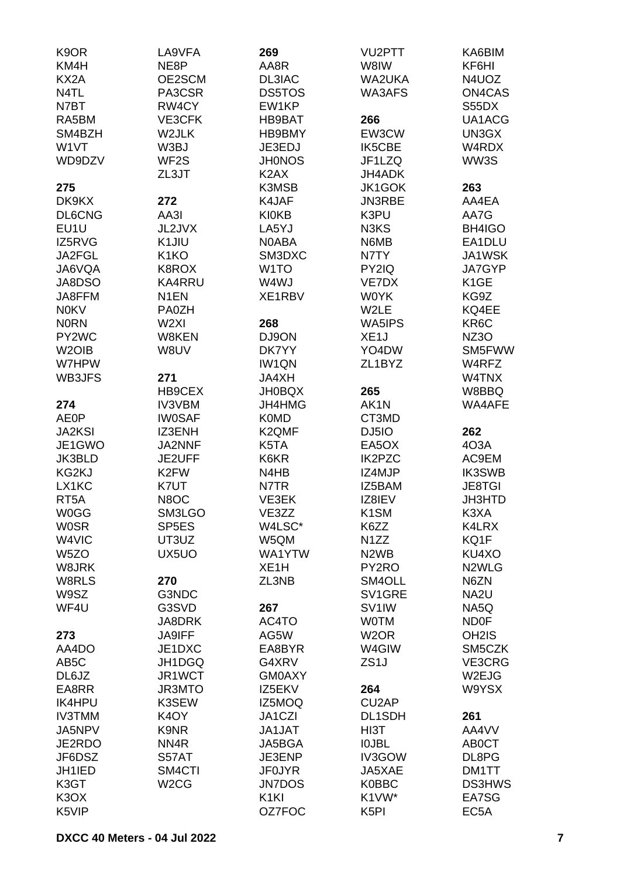K9OR
KM4H
KX2A
N4TL
N7BT
RA5BM
SM4BZH
W1VT
WD9DZV

**275**
DK9KX
DL6CNG
EU1U
IZ5RVG
JA2FGL
JA6VQA
JA8DSO
JA8FFM
N0KV
N0RN
PY2WC
W2OIB
W7HPW
WB3JFS

**274**
AE0P
JA2KSI
JE1GWO
JK3BLD
KG2KJ
LX1KC
RT5A
W0GG
W0SR
W4VIC
W5ZO
W8JRK
W8RLS
W9SZ
WF4U

**273**
AA4DO
AB5C
DL6JZ
EA8RR
IK4HPU
IV3TMM
JA5NPV
JE2RDO
JF6DSZ
JH1IED
K3GT
K3OX
K5VIP

LA9VFA
NE8P
OE2SCM
PA3CSR
RW4CY
VE3CFK
W2JLK
W3BJ
WF2S
ZL3JT

**272**
AA3I
JL2JVX
K1JIU
K1KO
K8ROX
KA4RRU
N1EN
PA0ZH
W2XI
W8KEN
W8UV

**271**
HB9CEX
IV3VBM
IW0SAF
IZ3ENH
JA2NNF
JE2UFF
K2FW
K7UT
N8OC
SM3LGO
SP5ES
UT3UZ
UX5UO

**270**
G3NDC
G3SVD
JA8DRK
JA9IFF
JE1DXC
JH1DGQ
JR1WCT
JR3MTO
K3SEW
K4OY
K9NR
NN4R
S57AT
SM4CTI
W2CG

**269**
AA8R
DL3IAC
DS5TOS
EW1KP
HB9BAT
HB9BMY
JE3EDJ
JH0NOS
K2AX
K3MSB
K4JAF
KI0KB
LA5YJ
N0ABA
SM3DXC
W1TO
W4WJ
XE1RBV

**268**
DJ9ON
DK7YY
IW1QN
JA4XH
JH0BQX
JH4HMG
K0MD
K2QMF
K5TA
K6KR
N4HB
N7TR
VE3EK
VE3ZZ
W4LSC*
W5QM
WA1YTW
XE1H
ZL3NB

**267**
AC4TO
AG5W
EA8BYR
G4XRV
GM0AXY
IZ5EKV
IZ5MOQ
JA1CZI
JA1JAT
JA5BGA
JE3ENP
JF0JYR
JN7DOS
K1KI
OZ7FOC

VU2PTT
W8IW
WA2UKA
WA3AFS

**266**
EW3CW
IK5CBE
JF1LZQ
JH4ADK
JK1GOK
JN3RBE
K3PU
N3KS
N6MB
N7TY
PY2IQ
VE7DX
W0YK
W2LE
WA5IPS
XE1J
YO4DW
ZL1BYZ

**265**
AK1N
CT3MD
DJ5IO
EA5OX
IK2PZC
IZ4MJP
IZ5BAM
IZ8IEV
K1SM
K6ZZ
N1ZZ
N2WB
PY2RO
SM4OLL
SV1GRE
SV1IW
W0TM
W2OR
W4GIW
ZS1J

**264**
CU2AP
DL1SDH
HI3T
I0JBL
IV3GOW
JA5XAE
K0BBC
K1VW*
K5PI

KA6BIM
KF6HI
N4UOZ
ON4CAS
S55DX
UA1ACG
UN3GX
W4RDX
WW3S

**263**
AA4EA
AA7G
BH4IGO
EA1DLU
JA1WSK
JA7GYP
K1GE
KG9Z
KQ4EE
KR6C
NZ3O
SM5FWW
W4RFZ
W4TNX
W8BBQ
WA4AFE

**262**
4O3A
AC9EM
IK3SWB
JE8TGI
JH3HTD
K3XA
K4LRX
KQ1F
KU4XO
N2WLG
N6ZN
NA2U
NA5Q
ND0F
OH2IS
SM5CZK
VE3CRG
W2EJG
W9YSX

**261**
AA4VV
AB0CT
DL8PG
DM1TT
DS3HWS
EA7SG
EC5A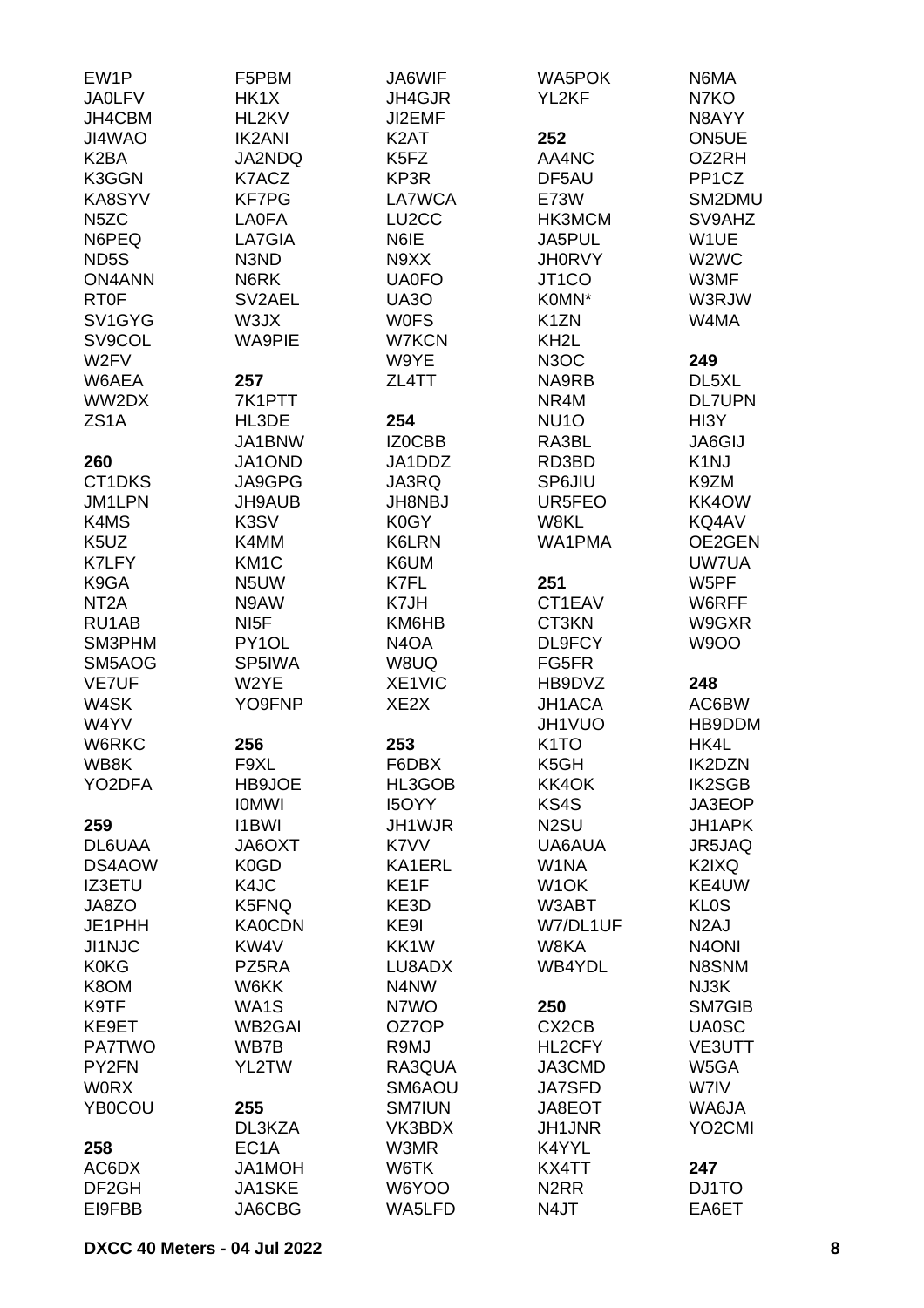EW1P
JA0LFV
JH4CBM
JI4WAO
K2BA
K3GGN
KA8SYV
N5ZC
N6PEQ
ND5S
ON4ANN
RT0F
SV1GYG
SV9COL
W2FV
W6AEA
WW2DX
ZS1A

**260**

CT1DKS
JM1LPN
K4MS
K5UZ
K7LFY
K9GA
NT2A
RU1AB
SM3PHM
SM5AOG
VE7UF
W4SK
W4YV
W6RKC
WB8K
YO2DFA

**259**

DL6UAA
DS4AOW
IZ3ETU
JA8ZO
JE1PHH
JI1NJC
K0KG
K8OM
K9TF
KE9ET
PA7TWO
PY2FN
W0RX
YB0COU

**258**

AC6DX
DF2GH
EI9FBB
F5PBM
HK1X
HL2KV
IK2ANI
JA2NDQ
K7ACZ
KF7PG
LA0FA
LA7GIA
N3ND
N6RK
SV2AEL
W3JX
WA9PIE

**257**

7K1PTT
HL3DE
JA1BNW
JA1OND
JA9GPG
JH9AUB
K3SV
K4MM
KM1C
N5UW
N9AW
NI5F
PY1OL
SP5IWA
W2YE
YO9FNP

**256**

F9XL
HB9JOE
I0MWI
I1BWI
JA6OXT
K0GD
K4JC
K5FNQ
KA0CDN
KW4V
PZ5RA
W6KK
WA1S
WB2GAI
WB7B
YL2TW

**255**

DL3KZA
EC1A
JA1MOH
JA1SKE
JA6CBG
JA6WIF
JH4GJR
JI2EMF
K2AT
K5FZ
KP3R
LA7WCA
LU2CC
N6IE
N9XX
UA0FO
UA3O
W0FS
W7KCN
W9YE
ZL4TT

**254**

IZ0CBB
JA1DDZ
JA3RQ
JH8NBJ
K0GY
K6LRN
K6UM
K7FL
K7JH
KM6HB
N4OA
W8UQ
XE1VIC
XE2X

**253**

F6DBX
HL3GOB
I5OYY
JH1WJR
K7VV
KA1ERL
KE1F
KE3D
KE9I
KK1W
LU8ADX
N4NW
N7WO
OZ7OP
R9MJ
RA3QUA
SM6AOU
SM7IUN
VK3BDX
W3MR
W6TK
W6YOO
WA5LFD
WA5POK
YL2KF

**252**

AA4NC
DF5AU
E73W
HK3MCM
JA5PUL
JH0RVY
JT1CO
K0MN*
K1ZN
KH2L
N3OC
NA9RB
NR4M
NU1O
RA3BL
RD3BD
SP6JIU
UR5FEO
W8KL
WA1PMA

**251**

CT1EAV
CT3KN
DL9FCY
FG5FR
HB9DVZ
JH1ACA
JH1VUO
K1TO
K5GH
KK4OK
KS4S
N2SU
UA6AUA
W1NA
W1OK
W3ABT
W7/DL1UF
W8KA
WB4YDL

**250**

CX2CB
HL2CFY
JA3CMD
JA7SFD
JA8EOT
JH1JNR
K4YYL
KX4TT
N2RR
N4JT
N6MA
N7KO
N8AYY
ON5UE
OZ2RH
PP1CZ
SM2DMU
SV9AHZ
W1UE
W2WC
W3MF
W3RJW
W4MA

**249**

DL5XL
DL7UPN
HI3Y
JA6GIJ
K1NJ
K9ZM
KK4OW
KQ4AV
OE2GEN
UW7UA
W5PF
W6RFF
W9GXR
W9OO

**248**

AC6BW
HB9DDM
HK4L
IK2DZN
IK2SGB
JA3EOP
JH1APK
JR5JAQ
K2IXQ
KE4UW
KL0S
N2AJ
N4ONI
N8SNM
NJ3K
SM7GIB
UA0SC
VE3UTT
W5GA
W7IV
WA6JA
YO2CMI

**247**

DJ1TO
EA6ET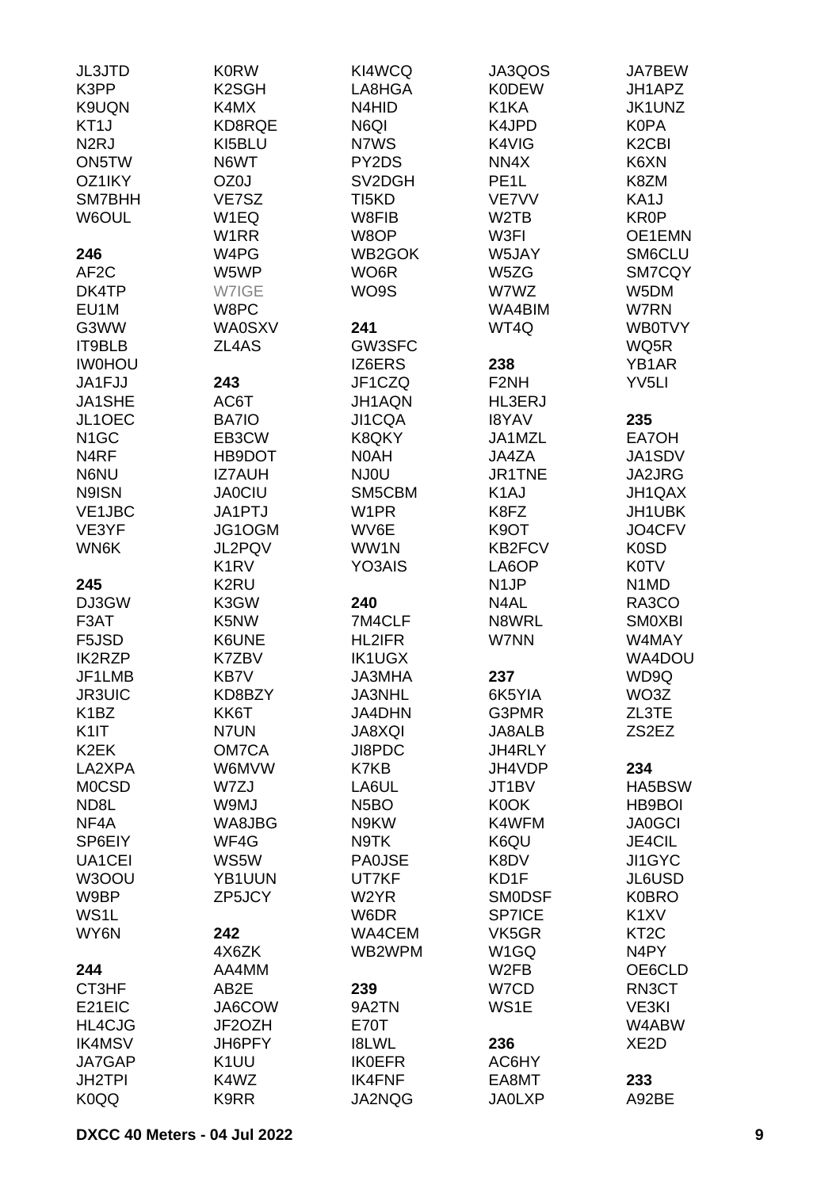JL3JTD
K3PP
K9UQN
KT1J
N2RJ
ON5TW
OZ1IKY
SM7BHH
W6OUL

**246**
AF2C
DK4TP
EU1M
G3WW
IT9BLB
IW0HOU
JA1FJJ
JA1SHE
JL1OEC
N1GC
N4RF
N6NU
N9ISN
VE1JBC
VE3YF
WN6K

**245**
DJ3GW
F3AT
F5JSD
IK2RZP
JF1LMB
JR3UIC
K1BZ
K1IT
K2EK
LA2XPA
M0CSD
ND8L
NF4A
SP6EIY
UA1CEI
W3OOU
W9BP
WS1L
WY6N

**244**
CT3HF
E21EIC
HL4CJG
IK4MSV
JA7GAP
JH2TPI
K0QQ
K0RW
K2SGH
K4MX
KD8RQE
KI5BLU
N6WT
OZ0J
VE7SZ
W1EQ
W1RR
W4PG
W5WP
W7IGE
W8PC
WA0SXV
ZL4AS

**243**
AC6T
BA7IO
EB3CW
HB9DOT
IZ7AUH
JA0CIU
JA1PTJ
JG1OGM
JL2PQV
K1RV
K2RU
K3GW
K5NW
K6UNE
K7ZBV
KB7V
KD8BZY
KK6T
N7UN
OM7CA
W6MVW
W7ZJ
W9MJ
WA8JBG
WF4G
WS5W
YB1UUN
ZP5JCY

**242**
4X6ZK
AA4MM
AB2E
JA6COW
JF2OZH
JH6PFY
K1UU
K4WZ
K9RR
KI4WCQ
LA8HGA
N4HID
N6QI
N7WS
PY2DS
SV2DGH
TI5KD
W8FIB
W8OP
WB2GOK
WO6R
WO9S

**241**
GW3SFC
IZ6ERS
JF1CZQ
JH1AQN
JI1CQA
K8QKY
N0AH
NJ0U
SM5CBM
W1PR
WV6E
WW1N
YO3AIS

**240**
7M4CLF
HL2IFR
IK1UGX
JA3MHA
JA3NHL
JA4DHN
JA8XQI
JI8PDC
K7KB
LA6UL
N5BO
N9KW
N9TK
PA0JSE
UT7KF
W2YR
W6DR
WA4CEM
WB2WPM

**239**
9A2TN
E70T
I8LWL
IK0EFR
IK4FNF
JA2NQG
JA3QOS
K0DEW
K1KA
K4JPD
K4VIG
NN4X
PE1L
VE7VV
W2TB
W3FI
W5JAY
W5ZG
W7WZ
WA4BIM
WT4Q

**238**
F2NH
HL3ERJ
I8YAV
JA1MZL
JA4ZA
JR1TNE
K1AJ
K8FZ
K9OT
KB2FCV
LA6OP
N1JP
N4AL
N8WRL
W7NN

**237**
6K5YIA
G3PMR
JA8ALB
JH4RLY
JH4VDP
JT1BV
K0OK
K4WFM
K6QU
K8DV
KD1F
SM0DSF
SP7ICE
VK5GR
W1GQ
W2FB
W7CD
WS1E

**236**
AC6HY
EA8MT
JA0LXP
JA7BEW
JH1APZ
JK1UNZ
K0PA
K2CBI
K6XN
K8ZM
KA1J
KR0P
OE1EMN
SM6CLU
SM7CQY
W5DM
W7RN
WB0TVY
WQ5R
YB1AR
YV5LI

**235**
EA7OH
JA1SDV
JA2JRG
JH1QAX
JH1UBK
JO4CFV
K0SD
K0TV
N1MD
RA3CO
SM0XBI
W4MAY
WA4DOU
WD9Q
WO3Z
ZL3TE
ZS2EZ

**234**
HA5BSW
HB9BOI
JA0GCI
JE4CIL
JI1GYC
JL6USD
K0BRO
K1XV
KT2C
N4PY
OE6CLD
RN3CT
VE3KI
W4ABW
XE2D

**233**
A92BE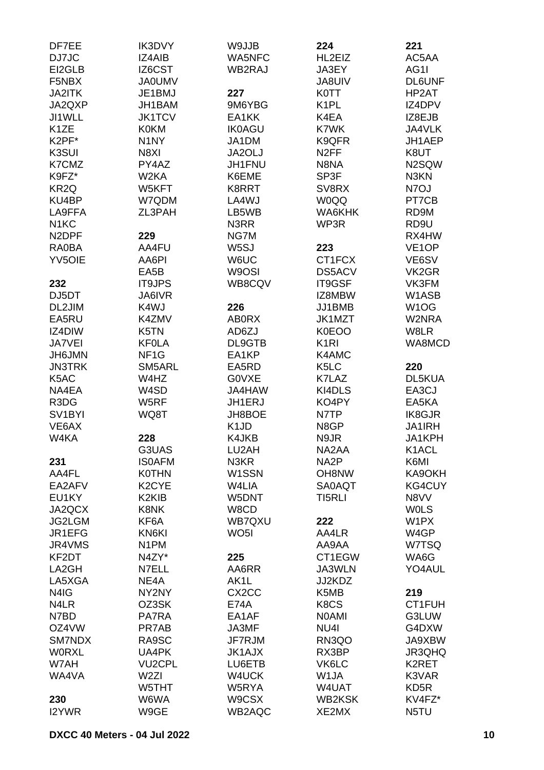DF7EE
DJ7JC
EI2GLB
F5NBX
JA2ITK
JA2QXP
JI1WLL
K1ZE
K2PF*
K3SUI
K7CMZ
K9FZ*
KR2Q
KU4BP
LA9FFA
N1KC
N2DPF
RA0BA
YV5OIE

**232**
DJ5DT
DL2JIM
EA5RU
IZ4DIW
JA7VEI
JH6JMN
JN3TRK
K5AC
NA4EA
R3DG
SV1BYI
VE6AX
W4KA

**231**
AA4FL
EA2AFV
EU1KY
JA2QCX
JG2LGM
JR1EFG
JR4VMS
KF2DT
LA2GH
LA5XGA
N4IG
N4LR
N7BD
OZ4VW
SM7NDX
W0RXL
W7AH
WA4VA

**230**
I2YWR
IK3DVY
IZ4AIB
IZ6CST
JA0UMV
JE1BMJ
JH1BAM
JK1TCV
K0KM
N1NY
N8XI
PY4AZ
W2KA
W5KFT
W7QDM
ZL3PAH

**229**
AA4FU
AA6PI
EA5B
IT9JPS
JA6IVR
K4WJ
K4ZMV
K5TN
KF0LA
NF1G
SM5ARL
W4HZ
W4SD
W5RF
WQ8T

**228**
G3UAS
IS0AFM
K0THN
K2CYE
K2KIB
K8NK
KF6A
KN6KI
N1PM
N4ZY*
N7ELL
NE4A
NY2NY
OZ3SK
PA7RA
PR7AB
RA9SC
UA4PK
VU2CPL
W2ZI
W5THT
W6WA
W9GE
W9JJB
WA5NFC
WB2RAJ

**227**
9M6YBG
EA1KK
IK0AGU
JA1DM
JA2OLJ
JH1FNU
K6EME
K8RRT
LA4WJ
LB5WB
N3RR
NG7M
W5SJ
W6UC
W9OSI
WB8CQV

**226**
AB0RX
AD6ZJ
DL9GTB
EA1KP
EA5RD
G0VXE
JA4HAW
JH1ERJ
JH8BOE
K1JD
K4JKB
LU2AH
N3KR
W1SSN
W4LIA
W5DNT
W8CD
WB7QXU
WO5I

**225**
AA6RR
AK1L
CX2CC
E74A
EA1AF
JA3MF
JF7RJM
JK1AJX
LU6ETB
W4UCK
W5RYA
W9CSX
WB2AQC

**224**
HL2EIZ
JA3EY
JA8UIV
K0TT
K1PL
K4EA
K7WK
K9QFR
N2FF
N8NA
SP3F
SV8RX
W0QQ
WA6KHK
WP3R

**223**
CT1FCX
DS5ACV
IT9GSF
IZ8MBW
JJ1BMB
JK1MZT
K0EOO
K1RI
K4AMC
K5LC
K7LAZ
KI4DLS
KO4PY
N7TP
N8GP
N9JR
NA2AA
NA2P
OH8NW
SA0AQT
TI5RLI

**222**
AA4LR
AA9AA
CT1EGW
JA3WLN
JJ2KDZ
K5MB
K8CS
N0AMI
NU4I
RN3QO
RX3BP
VK6LC
W1JA
W4UAT
WB2KSK
XE2MX

**221**
AC5AA
AG1I
DL6UNF
HP2AT
IZ4DPV
IZ8EJB
JA4VLK
JH1AEP
K8UT
N2SQW
N3KN
N7OJ
PT7CB
RD9M
RD9U
RX4HW
VE1OP
VE6SV
VK2GR
VK3FM
W1ASB
W1OG
W2NRA
W8LR
WA8MCD

**220**
DL5KUA
EA3CJ
EA5KA
IK8GJR
JA1IRH
JA1KPH
K1ACL
K6MI
KA9OKH
KG4CUY
N8VV
W0LS
W1PX
W4GP
W7TSQ
WA6G
YO4AUL

**219**
CT1FUH
G3LUW
G4DXW
JA9XBW
JR3QHQ
K2RET
K3VAR
KD5R
KV4FZ*
N5TU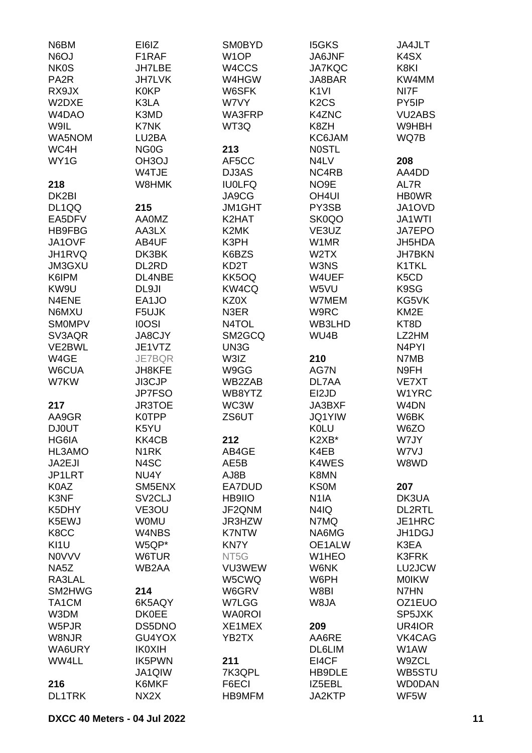N6BM
N6OJ
NK0S
PA2R
RX9JX
W2DXE
W4DAO
W9IL
WA5NOM
WC4H
WY1G

**218**
DK2BI
DL1QQ
EA5DFV
HB9FBG
JA1OVF
JH1RVQ
JM3GXU
K6IPM
KW9U
N4ENE
N6MXU
SM0MPV
SV3AQR
VE2BWL
W4GE
W6CUA
W7KW

**217**
AA9GR
DJ0UT
HG6IA
HL3AMO
JA2EJI
JP1LRT
K0AZ
K3NF
K5DHY
K5EWJ
K8CC
KI1U
N0VVV
NA5Z
RA3LAL
SM2HWG
TA1CM
W3DM
W5PJR
W8NJR
WA6URY
WW4LL

**216**
DL1TRK

EI6IZ
F1RAF
JH7LBE
JH7LVK
K0KP
K3LA
K3MD
K7NK
LU2BA
NG0G
OH3OJ
W4TJE
W8HMK

**215**
AA0MZ
AA3LX
AB4UF
DK3BK
DL2RD
DL4NBE
DL9JI
EA1JO
F5UJK
I0OSI
JA8CJY
JE1VTZ
JE7BQR
JH8KFE
JI3CJP
JP7FSO
JR3TOE
K0TPP
K5YU
KK4CB
N1RK
N4SC
NU4Y
SM5ENX
SV2CLJ
VE3OU
W0MU
W4NBS
W5QP*
W6TUR
WB2AA

**214**
6K5AQY
DK0EE
DS5DNO
GU4YOX
IK0XIH
IK5PWN
JA1QIW
K6MKF
NX2X

SM0BYD
W1OP
W4CCS
W4HGW
W6SFK
W7VY
WA3FRP
WT3Q

**213**
AF5CC
DJ3AS
IU0LFQ
JA9CG
JM1GHT
K2HAT
K2MK
K3PH
K6BZS
KD2T
KK5OQ
KW4CQ
KZ0X
N3ER
N4TOL
SM2GCQ
UN3G
W3IZ
W9GG
WB2ZAB
WB8YTZ
WC3W
ZS6UT

**212**
AB4GE
AE5B
AJ8B
EA7DUD
HB9IIO
JF2QNM
JR3HZW
K7NTW
KN7Y
NT5G
VU3WEW
W5CWQ
W6GRV
W7LGG
WA0ROI
XE1MEX
YB2TX

**211**
7K3QPL
F6ECI
HB9MFM

I5GKS
JA6JNF
JA7KQC
JA8BAR
K1VI
K2CS
K4ZNC
K8ZH
KC6JAM
N0STL
N4LV
NC4RB
NO9E
OH4UI
PY3SB
SK0QO
VE3UZ
W1MR
W2TX
W3NS
W4UEF
W5VU
W7MEM
W9RC
WB3LHD
WU4B

**210**
AG7N
DL7AA
EI2JD
JA3BXF
JQ1YIW
K0LU
K2XB*
K4EB
K4WES
K8MN
KS0M
N1IA
N4IQ
N7MQ
NA6MG
OE1ALW
W1HEO
W6NK
W6PH
W8BI
W8JA

**209**
AA6RE
DL6LIM
EI4CF
HB9DLE
IZ5EBL
JA2KTP

JA4JLT
K4SX
K8KI
KW4MM
NI7F
PY5IP
VU2ABS
W9HBH
WQ7B

**208**
AA4DD
AL7R
HB0WR
JA1OVD
JA1WTI
JA7EPO
JH5HDA
JH7BKN
K1TKL
K5CD
K9SG
KG5VK
KM2E
KT8D
LZ2HM
N4PYI
N7MB
N9FH
VE7XT
W1YRC
W4DN
W6BK
W6ZO
W7JY
W7VJ
W8WD

**207**
DK3UA
DL2RTL
JE1HRC
JH1DGJ
K3EA
K3FRK
LU2JCW
M0IKW
N7HN
OZ1EUO
SP5JXK
UR4IOR
VK4CAG
W1AW
W9ZCL
WB5STU
WD0DAN
WF5W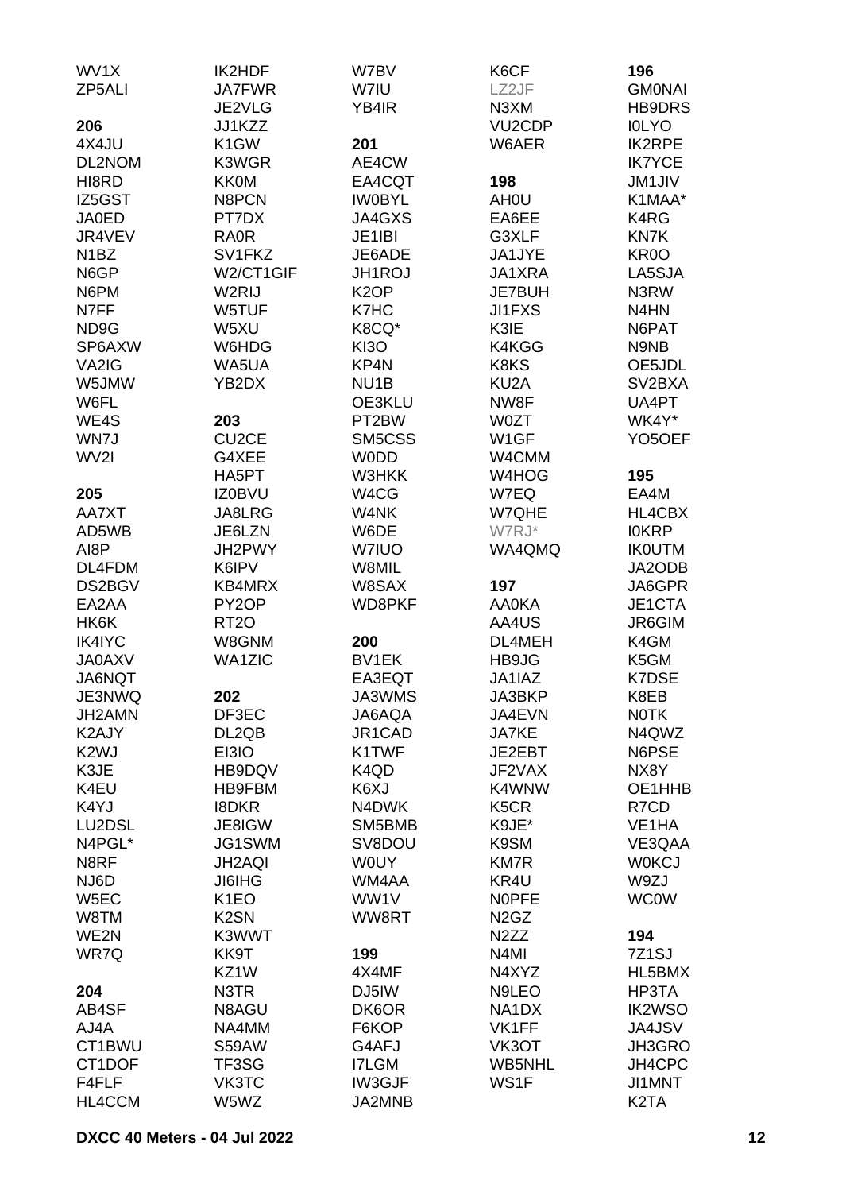WV1X
ZP5ALI

**206**
4X4JU
DL2NOM
HI8RD
IZ5GST
JA0ED
JR4VEV
N1BZ
N6GP
N6PM
N7FF
ND9G
SP6AXW
VA2IG
W5JMW
W6FL
WE4S
WN7J
WV2I

**205**
AA7XT
AD5WB
AI8P
DL4FDM
DS2BGV
EA2AA
HK6K
IK4IYC
JA0AXV
JA6NQT
JE3NWQ
JH2AMN
K2AJY
K2WJ
K3JE
K4EU
K4YJ
LU2DSL
N4PGL*
N8RF
NJ6D
W5EC
W8TM
WE2N
WR7Q

**204**
AB4SF
AJ4A
CT1BWU
CT1DOF
F4FLF
HL4CCM
IK2HDF
JA7FWR
JE2VLG
JJ1KZZ
K1GW
K3WGR
KK0M
N8PCN
PT7DX
RA0R
SV1FKZ
W2/CT1GIF
W2RIJ
W5TUF
W5XU
W6HDG
WA5UA
YB2DX

**203**
CU2CE
G4XEE
HA5PT
IZ0BVU
JA8LRG
JE6LZN
JH2PWY
K6IPV
KB4MRX
PY2OP
RT2O
W8GNM
WA1ZIC

**202**
DF3EC
DL2QB
EI3IO
HB9DQV
HB9FBM
I8DKR
JE8IGW
JG1SWM
JH2AQI
JI6IHG
K1EO
K2SN
K3WWT
KK9T
KZ1W
N3TR
N8AGU
NA4MM
S59AW
TF3SG
VK3TC
W5WZ
W7BV
W7IU
YB4IR

**201**
AE4CW
EA4CQT
IW0BYL
JA4GXS
JE1IBI
JE6ADE
JH1ROJ
K2OP
K7HC
K8CQ*
KI3O
KP4N
NU1B
OE3KLU
PT2BW
SM5CSS
W0DD
W3HKK
W4CG
W4NK
W6DE
W7IUO
W8MIL
W8SAX
WD8PKF

**200**
BV1EK
EA3EQT
JA3WMS
JA6AQA
JR1CAD
K1TWF
K4QD
K6XJ
N4DWK
SM5BMB
SV8DOU
W0UY
WM4AA
WW1V
WW8RT

**199**
4X4MF
DJ5IW
DK6OR
F6KOP
G4AFJ
I7LGM
IW3GJF
JA2MNB
K6CF
LZ2JF
N3XM
VU2CDP
W6AER

**198**
AH0U
EA6EE
G3XLF
JA1JYE
JA1XRA
JE7BUH
JI1FXS
K3IE
K4KGG
K8KS
KU2A
NW8F
W0ZT
W1GF
W4CMM
W4HOG
W7EQ
W7QHE
W7RJ*
WA4QMQ

**197**
AA0KA
AA4US
DL4MEH
HB9JG
JA1IAZ
JA3BKP
JA4EVN
JA7KE
JE2EBT
JF2VAX
K4WNW
K5CR
K9JE*
K9SM
KM7R
KR4U
N0PFE
N2GZ
N2ZZ
N4MI
N4XYZ
N9LEO
NA1DX
VK1FF
VK3OT
WB5NHL
WS1F

**196**
GM0NAI
HB9DRS
I0LYO
IK2RPE
IK7YCE
JM1JIV
K1MAA*
K4RG
KN7K
KR0O
LA5SJA
N3RW
N4HN
N6PAT
N9NB
OE5JDL
SV2BXA
UA4PT
WK4Y*
YO5OEF

**195**
EA4M
HL4CBX
I0KRP
IK0UTM
JA2ODB
JA6GPR
JE1CTA
JR6GIM
K4GM
K5GM
K7DSE
K8EB
N0TK
N4QWZ
N6PSE
NX8Y
OE1HHB
R7CD
VE1HA
VE3QAA
W0KCJ
W9ZJ
WC0W

**194**
7Z1SJ
HL5BMX
HP3TA
IK2WSO
JA4JSV
JH3GRO
JH4CPC
JI1MNT
K2TA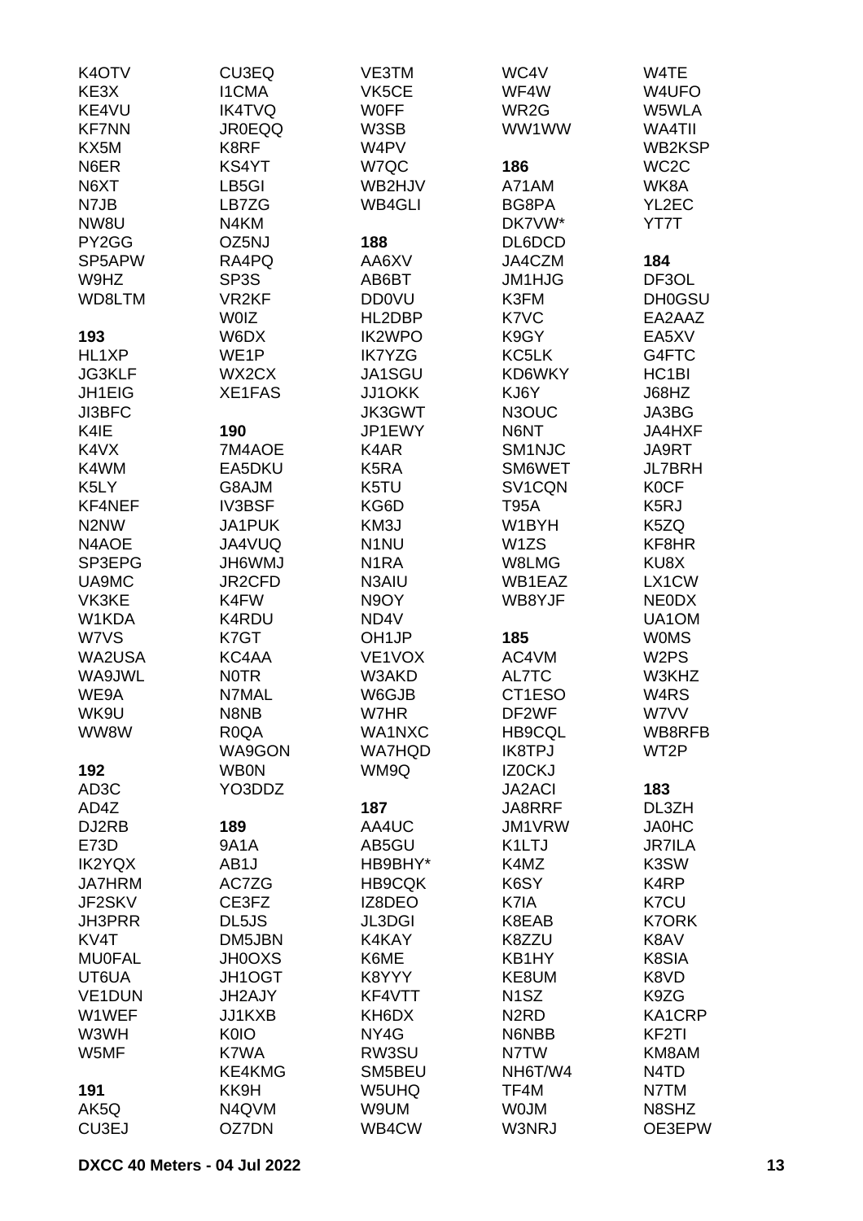K4OTV
KE3X
KE4VU
KF7NN
KX5M
N6ER
N6XT
N7JB
NW8U
PY2GG
SP5APW
W9HZ
WD8LTM

**193**
HL1XP
JG3KLF
JH1EIG
JI3BFC
K4IE
K4VX
K4WM
K5LY
KF4NEF
N2NW
N4AOE
SP3EPG
UA9MC
VK3KE
W1KDA
W7VS
WA2USA
WA9JWL
WE9A
WK9U
WW8W

**192**
AD3C
AD4Z
DJ2RB
E73D
IK2YQX
JA7HRM
JF2SKV
JH3PRR
KV4T
MU0FAL
UT6UA
VE1DUN
W1WEF
W3WH
W5MF

**191**
AK5Q
CU3EJ
CU3EQ
I1CMA
IK4TVQ
JR0EQQ
K8RF
KS4YT
LB5GI
LB7ZG
N4KM
OZ5NJ
RA4PQ
SP3S
VR2KF
W0IZ
W6DX
WE1P
WX2CX
XE1FAS

**190**
7M4AOE
EA5DKU
G8AJM
IV3BSF
JA1PUK
JA4VUQ
JH6WMJ
JR2CFD
K4FW
K4RDU
K7GT
KC4AA
N0TR
N7MAL
N8NB
R0QA
WA9GON
WB0N
YO3DDZ

**189**
9A1A
AB1J
AC7ZG
CE3FZ
DL5JS
DM5JBN
JH0OXS
JH1OGT
JH2AJY
JJ1KXB
K0IO
K7WA
KE4KMG
KK9H
N4QVM
OZ7DN
VE3TM
VK5CE
W0FF
W3SB
W4PV
W7QC
WB2HJV
WB4GLI

**188**
AA6XV
AB6BT
DD0VU
HL2DBP
IK2WPO
IK7YZG
JA1SGU
JJ1OKK
JK3GWT
JP1EWY
K4AR
K5RA
K5TU
KG6D
KM3J
N1NU
N1RA
N3AIU
N9OY
ND4V
OH1JP
VE1VOX
W3AKD
W6GJB
W7HR
WA1NXC
WA7HQD
WM9Q

**187**
AA4UC
AB5GU
HB9BHY*
HB9CQK
IZ8DEO
JL3DGI
K4KAY
K6ME
K8YYY
KF4VTT
KH6DX
NY4G
RW3SU
SM5BEU
W5UHQ
W9UM
WB4CW
WC4V
WF4W
WR2G
WW1WW

**186**
A71AM
BG8PA
DK7VW*
DL6DCD
JA4CZM
JM1HJG
K3FM
K7VC
K9GY
KC5LK
KD6WKY
KJ6Y
N3OUC
N6NT
SM1NJC
SM6WET
SV1CQN
T95A
W1BYH
W1ZS
W8LMG
WB1EAZ
WB8YJF

**185**
AC4VM
AL7TC
CT1ESO
DF2WF
HB9CQL
IK8TPJ
IZ0CKJ
JA2ACI
JA8RRF
JM1VRW
K1LTJ
K4MZ
K6SY
K7IA
K8EAB
K8ZZU
KB1HY
KE8UM
N1SZ
N2RD
N6NBB
N7TW
NH6T/W4
TF4M
W0JM
W3NRJ
W4TE
W4UFO
W5WLA
WA4TII
WB2KSP
WC2C
WK8A
YL2EC
YT7T

**184**
DF3OL
DH0GSU
EA2AAZ
EA5XV
G4FTC
HC1BI
J68HZ
JA3BG
JA4HXF
JA9RT
JL7BRH
K0CF
K5RJ
K5ZQ
KF8HR
KU8X
LX1CW
NE0DX
UA1OM
W0MS
W2PS
W3KHZ
W4RS
W7VV
WB8RFB
WT2P

**183**
DL3ZH
JA0HC
JR7ILA
K3SW
K4RP
K7CU
K7ORK
K8AV
K8SIA
K8VD
K9ZG
KA1CRP
KF2TI
KM8AM
N4TD
N7TM
N8SHZ
OE3EPW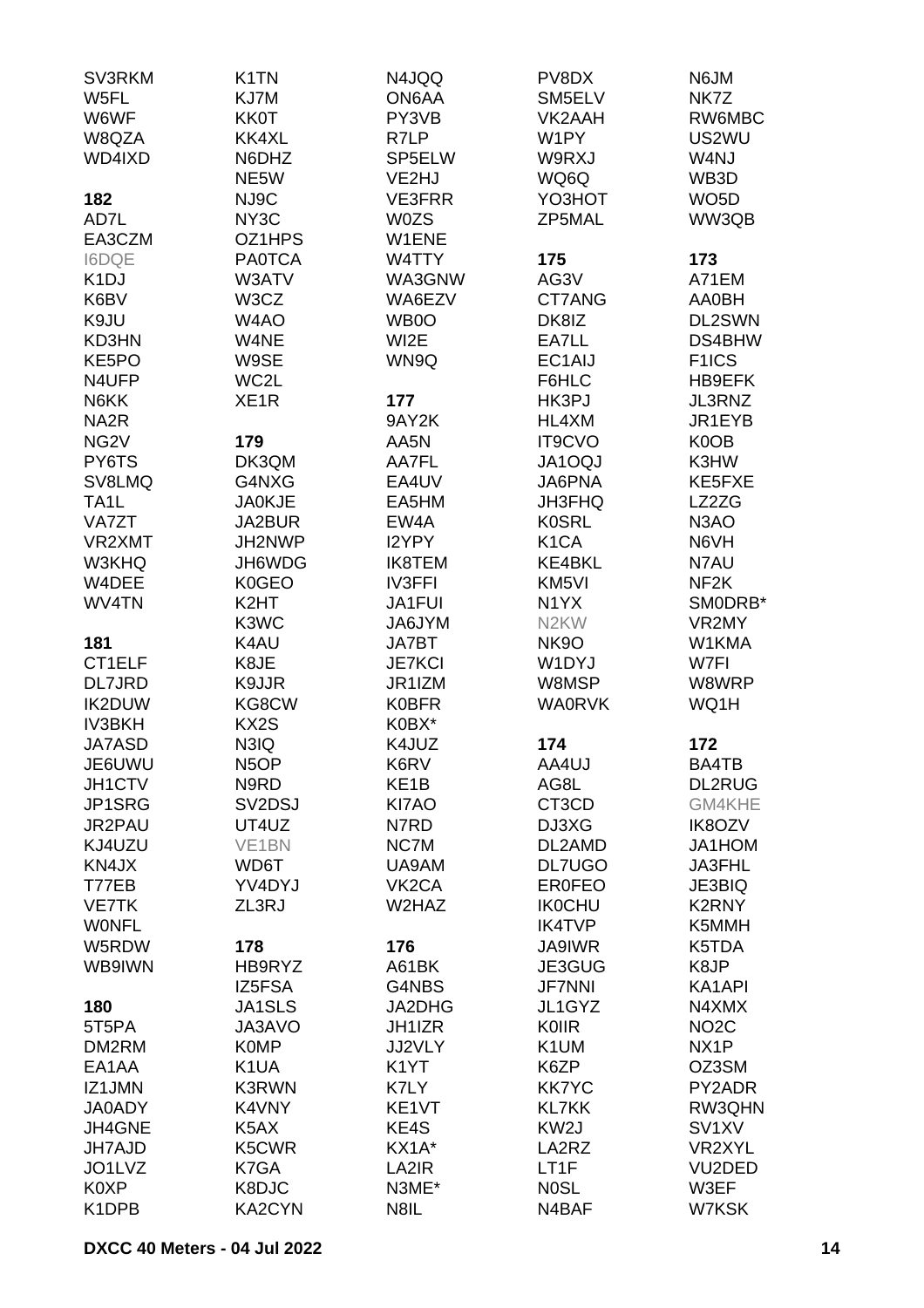SV3RKM
W5FL
W6WF
W8QZA
WD4IXD

**182**
AD7L
EA3CZM
I6DQE
K1DJ
K6BV
K9JU
KD3HN
KE5PO
N4UFP
N6KK
NA2R
NG2V
PY6TS
SV8LMQ
TA1L
VA7ZT
VR2XMT
W3KHQ
W4DEE
WV4TN

**181**
CT1ELF
DL7JRD
IK2DUW
IV3BKH
JA7ASD
JE6UWU
JH1CTV
JP1SRG
JR2PAU
KJ4UZU
KN4JX
T77EB
VE7TK
W0NFL
W5RDW
WB9IWN

**180**
5T5PA
DM2RM
EA1AA
IZ1JMN
JA0ADY
JH4GNE
JH7AJD
JO1LVZ
K0XP
K1DPB

K1TN
KJ7M
KK0T
KK4XL
N6DHZ
NE5W
NJ9C
NY3C
OZ1HPS
PA0TCA
W3ATV
W3CZ
W4AO
W4NE
W9SE
WC2L
XE1R

**179**
DK3QM
G4NXG
JA0KJE
JA2BUR
JH2NWP
JH6WDG
K0GEO
K2HT
K3WC
K4AU
K8JE
K9JJR
KG8CW
KX2S
N3IQ
N5OP
N9RD
SV2DSJ
UT4UZ
VE1BN
WD6T
YV4DYJ
ZL3RJ

**178**
HB9RYZ
IZ5FSA
JA1SLS
JA3AVO
K0MP
K1UA
K3RWN
K4VNY
K5AX
K5CWR
K7GA
K8DJC
KA2CYN

N4JQQ
ON6AA
PY3VB
R7LP
SP5ELW
VE2HJ
VE3FRR
W0ZS
W1ENE
W4TTY
WA3GNW
WA6EZV
WB0O
WI2E
WN9Q

**177**
9AY2K
AA5N
AA7FL
EA4UV
EA5HM
EW4A
I2YPY
IK8TEM
IV3FFI
JA1FUI
JA6JYM
JA7BT
JE7KCI
JR1IZM
K0BFR
K0BX*
K4JUZ
K6RV
KE1B
KI7AO
N7RD
NC7M
UA9AM
VK2CA
W2HAZ

**176**
A61BK
G4NBS
JA2DHG
JH1IZR
JJ2VLY
K1YT
K7LY
KE1VT
KE4S
KX1A*
LA2IR
N3ME*
N8IL

PV8DX
SM5ELV
VK2AAH
W1PY
W9RXJ
WQ6Q
YO3HOT
ZP5MAL

**175**
AG3V
CT7ANG
DK8IZ
EA7LL
EC1AIJ
F6HLC
HK3PJ
HL4XM
IT9CVO
JA1OQJ
JA6PNA
JH3FHQ
K0SRL
K1CA
KE4BKL
KM5VI
N1YX
N2KW
NK9O
W1DYJ
W8MSP
WA0RVK

**174**
AA4UJ
AG8L
CT3CD
DJ3XG
DL2AMD
DL7UGO
ER0FEO
IK0CHU
IK4TVP
JA9IWR
JE3GUG
JF7NNI
JL1GYZ
K0IIR
K1UM
K6ZP
KK7YC
KL7KK
KW2J
LA2RZ
LT1F
N0SL
N4BAF

N6JM
NK7Z
RW6MBC
US2WU
W4NJ
WB3D
WO5D
WW3QB

**173**
A71EM
AA0BH
DL2SWN
DS4BHW
F1ICS
HB9EFK
JL3RNZ
JR1EYB
K0OB
K3HW
KE5FXE
LZ2ZG
N3AO
N6VH
N7AU
NF2K
SM0DRB*
VR2MY
W1KMA
W7FI
W8WRP
WQ1H

**172**
BA4TB
DL2RUG
GM4KHE
IK8OZV
JA1HOM
JA3FHL
JE3BIQ
K2RNY
K5MMH
K5TDA
K8JP
KA1API
N4XMX
NO2C
NX1P
OZ3SM
PY2ADR
RW3QHN
SV1XV
VR2XYL
VU2DED
W3EF
W7KSK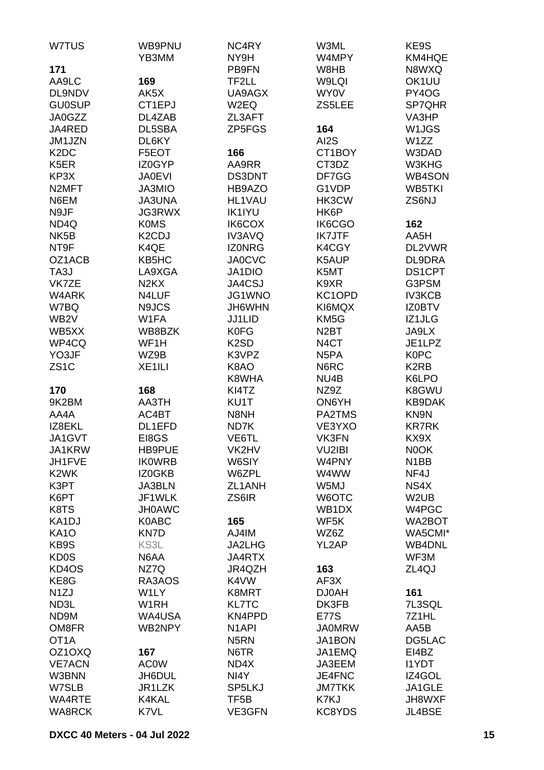W7TUS

## 171

AA9LC
DL9NDV
GU0SUP
JA0GZZ
JA4RED
JM1JZN
K2DC
K5ER
KP3X
N2MFT
N6EM
N9JF
ND4Q
NK5B
NT9F
OZ1ACB
TA3J
VK7ZE
W4ARK
W7BQ
WB2V
WB5XX
WP4CQ
YO3JF
ZS1C

## 170

9K2BM
AA4A
IZ8EKL
JA1GVT
JA1KRW
JH1FVE
K2WK
K3PT
K6PT
K8TS
KA1DJ
KA1O
KB9S
KD0S
KD4OS
KE8G
N1ZJ
ND3L
ND9M
OM8FR
OT1A
OZ1OXQ
VE7ACN
W3BNN
W7SLB
WA4RTE
WA8RCK

WB9PNU
YB3MM

## 169

AK5X
CT1EPJ
DL4ZAB
DL5SBA
DL6KY
F5EOT
IZ0GYP
JA0EVI
JA3MIO
JA3UNA
JG3RWX
K0MS
K2CDJ
K4QE
KB5HC
LA9XGA
N2KX
N4LUF
N9JCS
W1FA
WB8BZK
WF1H
WZ9B
XE1ILI

## 168

AA3TH
AC4BT
DL1EFD
EI8GS
HB9PUE
IK0WRB
IZ0GKB
JA3BLN
JF1WLK
JH0AWC
K0ABC
KN7D
KS3L
N6AA
NZ7Q
RA3AOS
W1LY
W1RH
WA4USA
WB2NPY

## 167

AC0W
JH6DUL
JR1LZK
K4KAL
K7VL

NC4RY
NY9H
PB9FN
TF2LL
UA9AGX
W2EQ
ZL3AFT
ZP5FGS

## 166

AA9RR
DS3DNT
HB9AZO
HL1VAU
IK1IYU
IK6COX
IV3AVQ
IZ0NRG
JA0CVC
JA1DIO
JA4CSJ
JG1WNO
JH6WHN
JJ1LID
K0FG
K2SD
K3VPZ
K8AO
K8WHA
KI4TZ
KU1T
N8NH
ND7K
VE6TL
VK2HV
W6SIY
W6ZPL
ZL1ANH
ZS6IR

## 165

AJ4IM
JA2LHG
JA4RTX
JR4QZH
K4VW
K8MRT
KL7TC
KN4PPD
N1API
N5RN
N6TR
ND4X
NI4Y
SP5LKJ
TF5B
VE3GFN

W3ML
W4MPY
W8HB
W9LQI
WY0V
ZS5LEE

## 164

AI2S
CT1BOY
CT3DZ
DF7GG
G1VDP
HK3CW
HK6P
IK6CGO
IK7JTF
K4CGY
K5AUP
K5MT
K9XR
KC1OPD
KI6MQX
KM5G
N2BT
N4CT
N5PA
N6RC
NU4B
NZ9Z
ON6YH
PA2TMS
VE3YXO
VK3FN
VU2IBI
W4PNY
W4WW
W5MJ
W6OTC
WB1DX
WF5K
WZ6Z
YL2AP

## 163

AF3X
DJ0AH
DK3FB
E77S
JA0MRW
JA1BON
JA1EMQ
JA3EEM
JE4FNC
JM7TKK
K7KJ
KC8YDS

KE9S
KM4HQE
N8WXQ
OK1UU
PY4OG
SP7QHR
VA3HP
W1JGS
W1ZZ
W3DAD
W3KHG
WB4SON
WB5TKI
ZS6NJ

## 162

AA5H
DL2VWR
DL9DRA
DS1CPT
G3PSM
IV3KCB
IZ0BTV
IZ1JLG
JA9LX
JE1LPZ
K0PC
K2RB
K6LPO
K8GWU
KB9DAK
KN9N
KR7RK
KX9X
N0OK
N1BB
NF4J
NS4X
W2UB
W4PGC
WA2BOT
WA5CMI*
WB4DNL
WF3M
ZL4QJ

## 161

7L3SQL
7Z1HL
AA5B
DG5LAC
EI4BZ
I1YDT
IZ4GOL
JA1GLE
JH8WXF
JL4BSE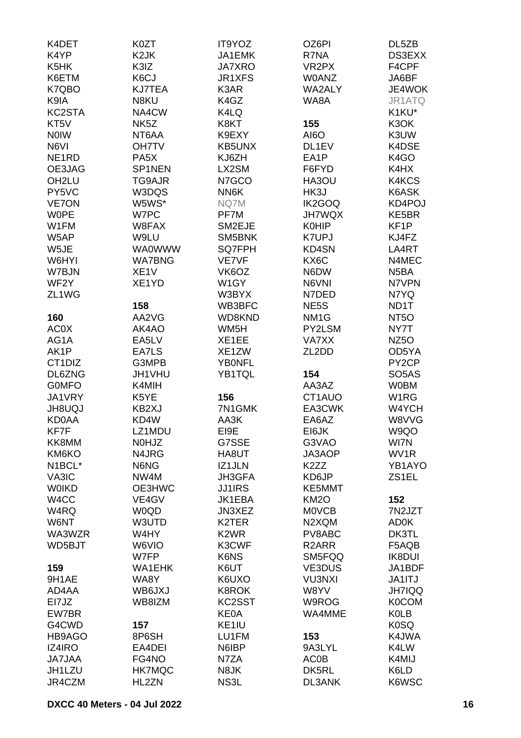K4DET
K4YP
K5HK
K6ETM
K7QBO
K9IA
KC2STA
KT5V
N0IW
N6VI
NE1RD
OE3JAG
OH2LU
PY5VC
VE7ON
W0PE
W1FM
W5AP
W5JE
W6HYI
W7BJN
WF2Y
ZL1WG

**160**

AC0X
AG1A
AK1P
CT1DIZ
DL6ZNG
G0MFO
JA1VRY
JH8UQJ
KD0AA
KF7F
KK8MM
KM6KO
N1BCL*
VA3IC
W0IKD
W4CC
W4RQ
W6NT
WA3WZR
WD5BJT

**159**

9H1AE
AD4AA
EI7JZ
EW7BR
G4CWD
HB9AGO
IZ4IRO
JA7JAA
JH1LZU
JR4CZM

K0ZT
K2JK
K3IZ
K6CJ
KJ7TEA
N8KU
NA4CW
NK5Z
NT6AA
OH7TV
PA5X
SP1NEN
TG9AJR
W3DQS
W5WS*
W7PC
W8FAX
W9LU
WA0WWW
WA7BNG
XE1V
XE1YD

**158**

AA2VG
AK4AO
EA5LV
EA7LS
G3MPB
JH1VHU
K4MIH
K5YE
KB2XJ
KD4W
LZ1MDU
N0HJZ
N4JRG
N6NG
NW4M
OE3HWC
VE4GV
W0QD
W3UTD
W4HY
W6VIO
W7FP
WA1EHK
WA8Y
WB6JXJ
WB8IZM

**157**

8P6SH
EA4DEI
FG4NO
HK7MQC
HL2ZN

IT9YOZ
JA1EMK
JA7XRO
JR1XFS
K3AR
K4GZ
K4LQ
K8KT
K9EXY
KB5UNX
KJ6ZH
LX2SM
N7GCO
NN6K
NQ7M
PF7M
SM2EJE
SM5BNK
SQ7FPH
VE7VF
VK6OZ
W1GY
W3BYX
WB3BFC
WD8KND
WM5H
XE1EE
XE1ZW
YB0NFL
YB1TQL

**156**

7N1GMK
AA3K
EI9E
G7SSE
HA8UT
IZ1JLN
JH3GFA
JJ1IRS
JK1EBA
JN3XEZ
K2TER
K2WR
K3CWF
K6NS
K6UT
K6UXO
K8ROK
KC2SST
KE0A
KE1IU
LU1FM
N6IBP
N7ZA
N8JK
NS3L

OZ6PI
R7NA
VR2PX
W0ANZ
WA2ALY
WA8A

**155**

AI6O
DL1EV
EA1P
F6FYD
HA3OU
HK3J
IK2GOQ
JH7WQX
K0HIP
K7UPJ
KD4SN
KX6C
N6DW
N6VNI
N7DED
NE5S
NM1G
PY2LSM
VA7XX
ZL2DD

**154**

AA3AZ
CT1AUO
EA3CWK
EA6AZ
EI6JK
G3VAO
JA3AOP
K2ZZ
KD6JP
KE5MMT
KM2O
M0VCB
N2XQM
PV8ABC
R2ARR
SM5FQQ
VE3DUS
VU3NXI
W8YV
W9ROG
WA4MME

**153**

9A3LYL
AC0B
DK5RL
DL3ANK

DL5ZB
DS3EXX
F4CPF
JA6BF
JE4WOK
JR1ATQ
K1KU*
K3OK
K3UW
K4DSE
K4GO
K4HX
K4KCS
K6ASK
KD4POJ
KE5BR
KF1P
KJ4FZ
LA4RT
N4MEC
N5BA
N7VPN
N7YQ
ND1T
NT5O
NY7T
NZ5O
OD5YA
PY2CP
SO5AS
W0BM
W1RG
W4YCH
W8VVG
W9QO
WI7N
WV1R
YB1AYO
ZS1EL

**152**

7N2JZT
AD0K
DK3TL
F5AQB
IK8DUI
JA1BDF
JA1ITJ
JH7IQQ
K0COM
K0LB
K0SQ
K4JWA
K4LW
K4MIJ
K6LD
K6WSC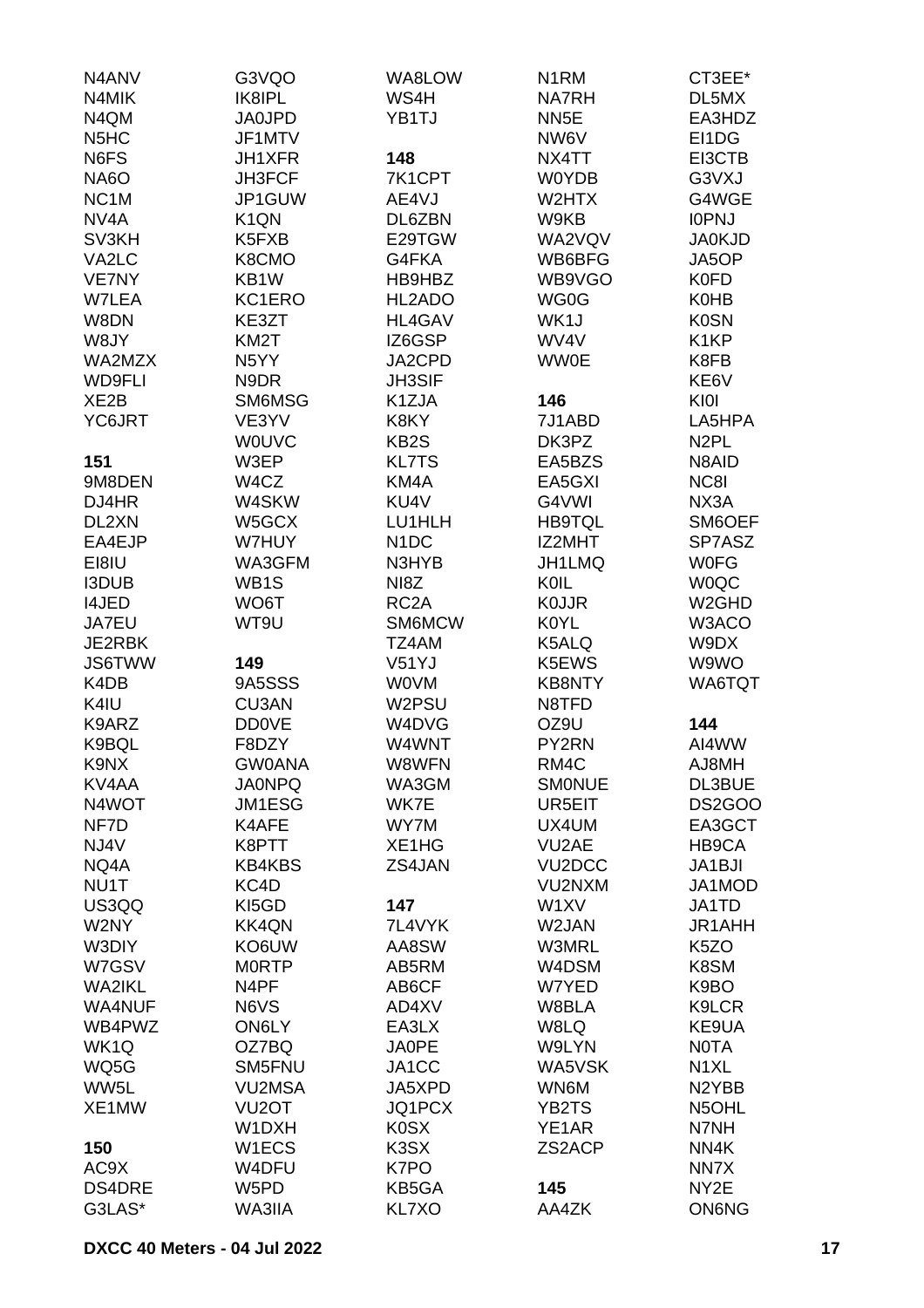N4ANV
N4MIK
N4QM
N5HC
N6FS
NA6O
NC1M
NV4A
SV3KH
VA2LC
VE7NY
W7LEA
W8DN
W8JY
WA2MZX
WD9FLI
XE2B
YC6JRT

**151**
9M8DEN
DJ4HR
DL2XN
EA4EJP
EI8IU
I3DUB
I4JED
JA7EU
JE2RBK
JS6TWW
K4DB
K4IU
K9ARZ
K9BQL
K9NX
KV4AA
N4WOT
NF7D
NJ4V
NQ4A
NU1T
US3QQ
W2NY
W3DIY
W7GSV
WA2IKL
WA4NUF
WB4PWZ
WK1Q
WQ5G
WW5L
XE1MW

**150**
AC9X
DS4DRE
G3LAS*

G3VQO
IK8IPL
JA0JPD
JF1MTV
JH1XFR
JH3FCF
JP1GUW
K1QN
K5FXB
K8CMO
KB1W
KC1ERO
KE3ZT
KM2T
N5YY
N9DR
SM6MSG
VE3YV
W0UVC
W3EP
W4CZ
W4SKW
W5GCX
W7HUY
WA3GFM
WB1S
WO6T
WT9U

**149**
9A5SSS
CU3AN
DD0VE
F8DZY
GW0ANA
JA0NPQ
JM1ESG
K4AFE
K8PTT
KB4KBS
KC4D
KI5GD
KK4QN
KO6UW
M0RTP
N4PF
N6VS
ON6LY
OZ7BQ
SM5FNU
VU2MSA
VU2OT
W1DXH
W1ECS
W4DFU
W5PD
WA3IIA

WA8LOW
WS4H
YB1TJ

**148**
7K1CPT
AE4VJ
DL6ZBN
E29TGW
G4FKA
HB9HBZ
HL2ADO
HL4GAV
IZ6GSP
JA2CPD
JH3SIF
K1ZJA
K8KY
KB2S
KL7TS
KM4A
KU4V
LU1HLH
N1DC
N3HYB
NI8Z
RC2A
SM6MCW
TZ4AM
V51YJ
W0VM
W2PSU
W4DVG
W4WNT
W8WFN
WA3GM
WK7E
WY7M
XE1HG
ZS4JAN

**147**
7L4VYK
AA8SW
AB5RM
AB6CF
AD4XV
EA3LX
JA0PE
JA1CC
JA5XPD
JQ1PCX
K0SX
K3SX
K7PO
KB5GA
KL7XO

N1RM
NA7RH
NN5E
NW6V
NX4TT
W0YDB
W2HTX
W9KB
WA2VQV
WB6BFG
WB9VGO
WG0G
WK1J
WV4V
WW0E

**146**
7J1ABD
DK3PZ
EA5BZS
EA5GXI
G4VWI
HB9TQL
IZ2MHT
JH1LMQ
K0IL
K0JJR
K0YL
K5ALQ
K5EWS
KB8NTY
N8TFD
OZ9U
PY2RN
RM4C
SM0NUE
UR5EIT
UX4UM
VU2AE
VU2DCC
VU2NXM
W1XV
W2JAN
W3MRL
W4DSM
W7YED
W8BLA
W8LQ
W9LYN
WA5VSK
WN6M
YB2TS
YE1AR
ZS2ACP

**145**
AA4ZK

CT3EE*
DL5MX
EA3HDZ
EI1DG
EI3CTB
G3VXJ
G4WGE
I0PNJ
JA0KJD
JA5OP
K0FD
K0HB
K0SN
K1KP
K8FB
KE6V
KI0I
LA5HPA
N2PL
N8AID
NC8I
NX3A
SM6OEF
SP7ASZ
W0FG
W0QC
W2GHD
W3ACO
W9DX
W9WO
WA6TQT

**144**
AI4WW
AJ8MH
DL3BUE
DS2GOO
EA3GCT
HB9CA
JA1BJI
JA1MOD
JA1TD
JR1AHH
K5ZO
K8SM
K9BO
K9LCR
KE9UA
N0TA
N1XL
N2YBB
N5OHL
N7NH
NN4K
NN7X
NY2E
ON6NG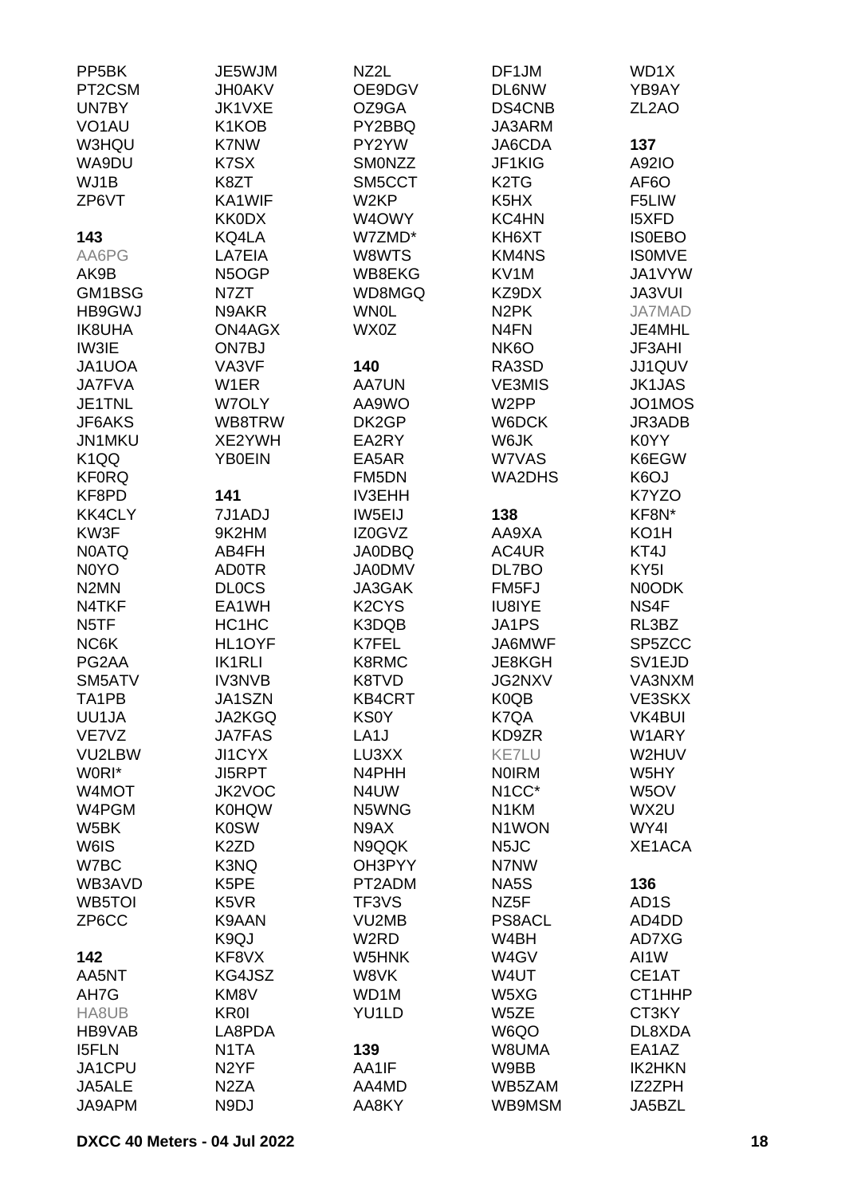PP5BK
PT2CSM
UN7BY
VO1AU
W3HQU
WA9DU
WJ1B
ZP6VT

**143**
AA6PG
AK9B
GM1BSG
HB9GWJ
IK8UHA
IW3IE
JA1UOA
JA7FVA
JE1TNL
JF6AKS
JN1MKU
K1QQ
KF0RQ
KF8PD
KK4CLY
KW3F
N0ATQ
N0YO
N2MN
N4TKF
N5TF
NC6K
PG2AA
SM5ATV
TA1PB
UU1JA
VE7VZ
VU2LBW
W0RI*
W4MOT
W4PGM
W5BK
W6IS
W7BC
WB3AVD
WB5TOI
ZP6CC

**142**
AA5NT
AH7G
HA8UB
HB9VAB
I5FLN
JA1CPU
JA5ALE
JA9APM

JE5WJM
JH0AKV
JK1VXE
K1KOB
K7NW
K7SX
K8ZT
KA1WIF
KK0DX
KQ4LA
LA7EIA
N5OGP
N7ZT
N9AKR
ON4AGX
ON7BJ
VA3VF
W1ER
W7OLY
WB8TRW
XE2YWH
YB0EIN

**141**
7J1ADJ
9K2HM
AB4FH
AD0TR
DL0CS
EA1WH
HC1HC
HL1OYF
IK1RLI
IV3NVB
JA1SZN
JA2KGQ
JA7FAS
JI1CYX
JI5RPT
JK2VOC
K0HQW
K0SW
K2ZD
K3NQ
K5PE
K5VR
K9AAN
K9QJ
KF8VX
KG4JSZ
KM8V
KR0I
LA8PDA
N1TA
N2YF
N2ZA
N9DJ

NZ2L
OE9DGV
OZ9GA
PY2BBQ
PY2YW
SM0NZZ
SM5CCT
W2KP
W4OWY
W7ZMD*
W8WTS
WB8EKG
WD8MGQ
WN0L
WX0Z

**140**
AA7UN
AA9WO
DK2GP
EA2RY
EA5AR
FM5DN
IV3EHH
IW5EIJ
IZ0GVZ
JA0DBQ
JA0DMV
JA3GAK
K2CYS
K3DQB
K7FEL
K8RMC
K8TVD
KB4CRT
KS0Y
LA1J
LU3XX
N4PHH
N4UW
N5WNG
N9AX
N9QQK
OH3PYY
PT2ADM
TF3VS
VU2MB
W2RD
W5HNK
W8VK
WD1M
YU1LD

**139**
AA1IF
AA4MD
AA8KY

DF1JM
DL6NW
DS4CNB
JA3ARM
JA6CDA
JF1KIG
K2TG
K5HX
KC4HN
KH6XT
KM4NS
KV1M
KZ9DX
N2PK
N4FN
NK6O
RA3SD
VE3MIS
W2PP
W6DCK
W6JK
W7VAS
WA2DHS

**138**
AA9XA
AC4UR
DL7BO
FM5FJ
IU8IYE
JA1PS
JA6MWF
JE8KGH
JG2NXV
K0QB
K7QA
KD9ZR
KE7LU
N0IRM
N1CC*
N1KM
N1WON
N5JC
N7NW
NA5S
NZ5F
PS8ACL
W4BH
W4GV
W4UT
W5XG
W5ZE
W6QO
W8UMA
W9BB
WB5ZAM
WB9MSM

WD1X
YB9AY
ZL2AO

**137**
A92IO
AF6O
F5LIW
I5XFD
IS0EBO
IS0MVE
JA1VYW
JA3VUI
JA7MAD
JE4MHL
JF3AHI
JJ1QUV
JK1JAS
JO1MOS
JR3ADB
K0YY
K6EGW
K6OJ
K7YZO
KF8N*
KO1H
KT4J
KY5I
N0ODK
NS4F
RL3BZ
SP5ZCC
SV1EJD
VA3NXM
VE3SKX
VK4BUI
W1ARY
W2HUV
W5HY
W5OV
WX2U
WY4I
XE1ACA

**136**
AD1S
AD4DD
AD7XG
AI1W
CE1AT
CT1HHP
CT3KY
DL8XDA
EA1AZ
IK2HKN
IZ2ZPH
JA5BZL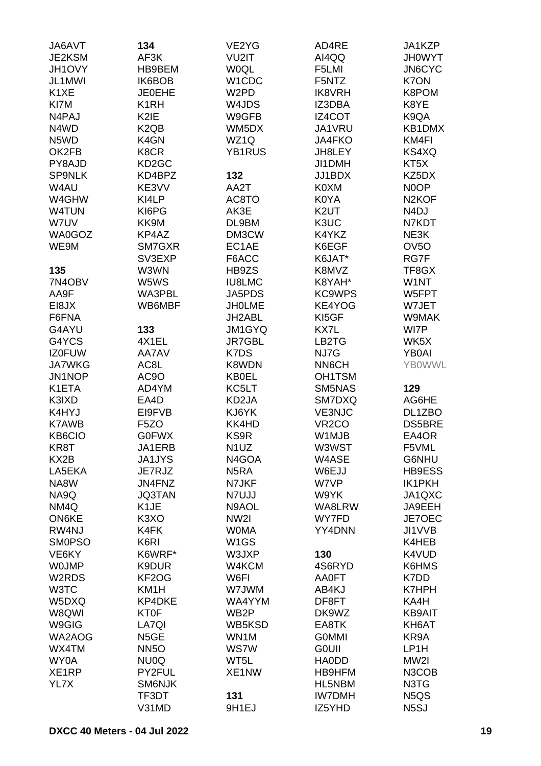JA6AVT
JE2KSM
JH1OVY
JL1MWI
K1XE
KI7M
N4PAJ
N4WD
N5WD
OK2FB
PY8AJD
SP9NLK
W4AU
W4GHW
W4TUN
W7UV
WA0GOZ
WE9M

**135**

7N4OBV
AA9F
EI8JX
F6FNA
G4AYU
G4YCS
IZ0FUW
JA7WKG
JN1NOP
K1ETA
K3IXD
K4HYJ
K7AWB
KB6CIO
KR8T
KX2B
LA5EKA
NA8W
NA9Q
NM4Q
ON6KE
RW4NJ
SM0PSO
VE6KY
W0JMP
W2RDS
W3TC
W5DXQ
W8QWI
W9GIG
WA2AOG
WX4TM
WY0A
XE1RP
YL7X

**134**

AF3K
HB9BEM
IK6BOB
JE0EHE
K1RH
K2IE
K2QB
K4GN
K8CR
KD2GC
KD4BPZ
KE3VV
KI4LP
KI6PG
KK9M
KP4AZ
SM7GXR
SV3EXP
W3WN
W5WS
WA3PBL
WB6MBF

**133**

4X1EL
AA7AV
AC8L
AC9O
AD4YM
EA4D
EI9FVB
F5ZO
G0FWX
JA1ERB
JA1JYS
JE7RJZ
JN4FNZ
JQ3TAN
K1JE
K3XO
K4FK
K6RI
K6WRF*
K9DUR
KF2OG
KM1H
KP4DKE
KT0F
LA7QI
N5GE
NN5O
NU0Q
PY2FUL
SM6NJK
TF3DT
V31MD

VE2YG
VU2IT
W0QL
W1CDC
W2PD
W4JDS
W9GFB
WM5DX
WZ1Q
YB1RUS

**132**

AA2T
AC8TO
AK3E
DL9BM
DM3CW
EC1AE
F6ACC
HB9ZS
IU8LMC
JA5PDS
JH0LME
JH2ABL
JM1GYQ
JR7GBL
K7DS
K8WDN
KB0EL
KC5LT
KD2JA
KJ6YK
KK4HD
KS9R
N1UZ
N4GOA
N5RA
N7JKF
N7UJJ
N9AOL
NW2I
W0MA
W1GS
W3JXP
W4KCM
W6FI
W7JWM
WA4YYM
WB2P
WB5KSD
WN1M
WS7W
WT5L
XE1NW

**131**

9H1EJ

AD4RE
AI4QQ
F5LMI
F5NTZ
IK8VRH
IZ3DBA
IZ4COT
JA1VRU
JA4FKO
JH8LEY
JI1DMH
JJ1BDX
K0XM
K0YA
K2UT
K3UC
K4YKZ
K6EGF
K6JAT*
K8MVZ
K8YAH*
KC9WPS
KE4YOG
KI5GF
KX7L
LB2TG
NJ7G
NN6CH
OH1TSM
SM5NAS
SM7DXQ
VE3NJC
VR2CO
W1MJB
W3WST
W4ASE
W6EJJ
W7VP
W9YK
WA8LRW
WY7FD
YY4DNN

**130**

4S6RYD
AA0FT
AB4KJ
DF8FT
DK9WZ
EA8TK
G0MMI
G0UII
HA0DD
HB9HFM
HL5NBM
IW7DMH
IZ5YHD

JA1KZP
JH0WYT
JN6CYC
K7ON
K8POM
K8YE
K9QA
KB1DMX
KM4FI
KS4XQ
KT5X
KZ5DX
N0OP
N2KOF
N4DJ
N7KDT
NE3K
OV5O
RG7F
TF8GX
W1NT
W5FPT
W7JET
W9MAK
WI7P
WK5X
YB0AI
YB0WWL

**129**

AG6HE
DL1ZBO
DS5BRE
EA4OR
F5VML
G6NHU
HB9ESS
IK1PKH
JA1QXC
JA9EEH
JE7OEC
JI1VVB
K4HEB
K4VUD
K6HMS
K7DD
K7HPH
KA4H
KB9AIT
KH6AT
KR9A
LP1H
MW2I
N3COB
N3TG
N5QS
N5SJ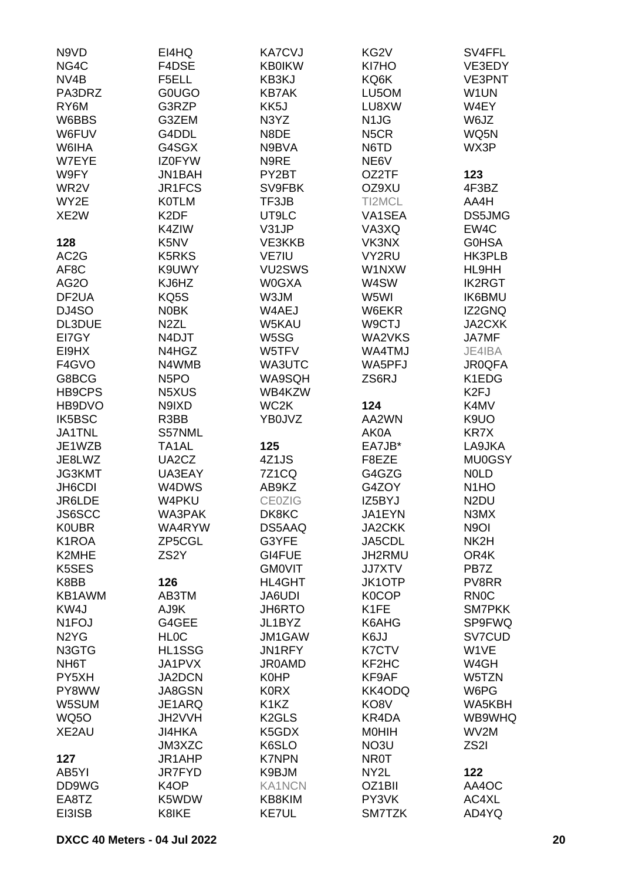N9VD
NG4C
NV4B
PA3DRZ
RY6M
W6BBS
W6FUV
W6IHA
W7EYE
W9FY
WR2V
WY2E
XE2W

**128**
AC2G
AF8C
AG2O
DF2UA
DJ4SO
DL3DUE
EI7GY
EI9HX
F4GVO
G8BCG
HB9CPS
HB9DVO
IK5BSC
JA1TNL
JE1WZB
JE8LWZ
JG3KMT
JH6CDI
JR6LDE
JS6SCC
K0UBR
K1ROA
K2MHE
K5SES
K8BB
KB1AWM
KW4J
N1FOJ
N2YG
N3GTG
NH6T
PY5XH
PY8WW
W5SUM
WQ5O
XE2AU

**127**
AB5YI
DD9WG
EA8TZ
EI3ISB

EI4HQ
F4DSE
F5ELL
G0UGO
G3RZP
G3ZEM
G4DDL
G4SGX
IZ0FYW
JN1BAH
JR1FCS
K0TLM
K2DF
K4ZIW
K5NV
K5RKS
K9UWY
KJ6HZ
KQ5S
N0BK
N2ZL
N4DJT
N4HGZ
N4WMB
N5PO
N5XUS
N9IXD
R3BB
S57NML
TA1AL
UA2CZ
UA3EAY
W4DWS
W4PKU
WA3PAK
WA4RYW
ZP5CGL
ZS2Y

**126**
AB3TM
AJ9K
G4GEE
HL0C
HL1SSG
JA1PVX
JA2DCN
JA8GSN
JE1ARQ
JH2VVH
JI4HKA
JM3XZC
JR1AHP
JR7FYD
K4OP
K5WDW
K8IKE

KA7CVJ
KB0IKW
KB3KJ
KB7AK
KK5J
N3YZ
N8DE
N9BVA
N9RE
PY2BT
SV9FBK
TF3JB
UT9LC
V31JP
VE3KKB
VE7IU
VU2SWS
W0GXA
W3JM
W4AEJ
W5KAU
W5SG
W5TFV
WA3UTC
WA9SQH
WB4KZW
WC2K
YB0JVZ

**125**
4Z1JS
7Z1CQ
AB9KZ
CE0ZIG
DK8KC
DS5AAQ
G3YFE
GI4FUE
GM0VIT
HL4GHT
JA6UDI
JH6RTO
JL1BYZ
JM1GAW
JN1RFY
JR0AMD
K0HP
K0RX
K1KZ
K2GLS
K5GDX
K6SLO
K7NPN
K9BJM
KA1NCN
KB8KIM
KE7UL

KG2V
KI7HO
KQ6K
LU5OM
LU8XW
N1JG
N5CR
N6TD
NE6V
OZ2TF
OZ9XU
TI2MCL
VA1SEA
VA3XQ
VK3NX
VY2RU
W1NXW
W4SW
W5WI
W6EKR
W9CTJ
WA2VKS
WA4TMJ
WA5PFJ
ZS6RJ

**124**
AA2WN
AK0A
EA7JB*
F8EZE
G4GZG
G4ZOY
IZ5BYJ
JA1EYN
JA2CKK
JA5CDL
JH2RMU
JJ7XTV
JK1OTP
K0COP
K1FE
K6AHG
K6JJ
K7CTV
KF2HC
KF9AF
KK4ODQ
KO8V
KR4DA
M0HIH
NO3U
NR0T
NY2L
OZ1BII
PY3VK
SM7TZK

SV4FFL
VE3EDY
VE3PNT
W1UN
W4EY
W6JZ
WQ5N
WX3P

**123**
4F3BZ
AA4H
DS5JMG
EW4C
G0HSA
HK3PLB
HL9HH
IK2RGT
IK6BMU
IZ2GNQ
JA2CXK
JA7MF
JE4IBA
JR0QFA
K1EDG
K2FJ
K4MV
K9UO
KR7X
LA9JKA
MU0GSY
N0LD
N1HO
N2DU
N3MX
N9OI
NK2H
OR4K
PB7Z
PV8RR
RN0C
SM7PKK
SP9FWQ
SV7CUD
W1VE
W4GH
W5TZN
W6PG
WA5KBH
WB9WHQ
WV2M
ZS2I

**122**
AA4OC
AC4XL
AD4YQ

**DXCC 40 Meters - 04 Jul 2022**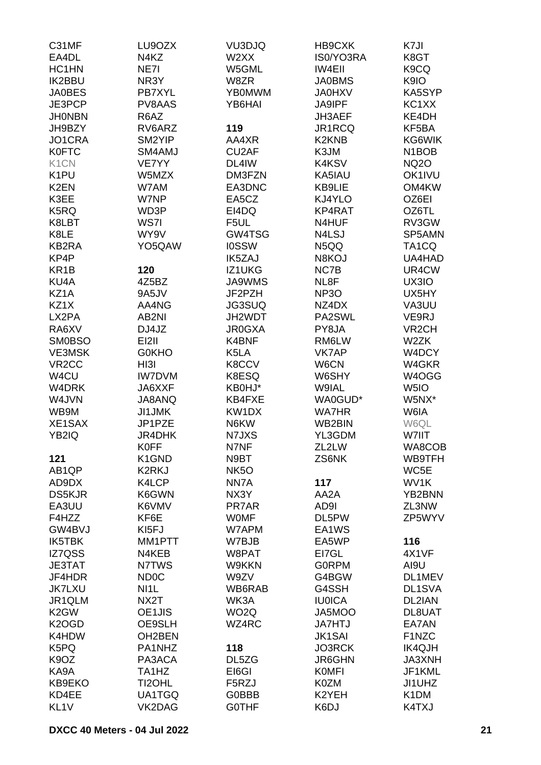C31MF
EA4DL
HC1HN
IK2BBU
JA0BES
JE3PCP
JH0NBN
JH9BZY
JO1CRA
K0FTC
K1CN
K1PU
K2EN
K3EE
K5RQ
K8LBT
K8LE
KB2RA
KP4P
KR1B
KU4A
KZ1A
KZ1X
LX2PA
RA6XV
SM0BSO
VE3MSK
VR2CC
W4CU
W4DRK
W4JVN
WB9M
XE1SAX
YB2IQ

**121**

AB1QP
AD9DX
DS5KJR
EA3UU
F4HZZ
GW4BVJ
IK5TBK
IZ7QSS
JE3TAT
JF4HDR
JK7LXU
JR1QLM
K2GW
K2OGD
K4HDW
K5PQ
K9OZ
KA9A
KB9EKO
KD4EE
KL1V

LU9OZX
N4KZ
NE7I
NR3Y
PB7XYL
PV8AAS
R6AZ
RV6ARZ
SM2YIP
SM4AMJ
VE7YY
W5MZX
W7AM
W7NP
WD3P
WS7I
WY9V
YO5QAW

**120**

4Z5BZ
9A5JV
AA4NG
AB2NI
DJ4JZ
EI2II
G0KHO
HI3I
IW7DVM
JA6XXF
JA8ANQ
JI1JMK
JP1PZE
JR4DHK
K0FF
K1GND
K2RKJ
K4LCP
K6GWN
K6VMV
KF6E
KI5FJ
MM1PTT
N4KEB
N7TWS
ND0C
NI1L
NX2T
OE1JIS
OE9SLH
OH2BEN
PA1NHZ
PA3ACA
TA1HZ
TI2OHL
UA1TGQ
VK2DAG

VU3DJQ
W2XX
W5GML
W8ZR
YB0MWM
YB6HAI

**119**

AA4XR
CU2AF
DL4IW
DM3FZN
EA3DNC
EA5CZ
EI4DQ
F5UL
GW4TSG
I0SSW
IK5ZAJ
IZ1UKG
JA9WMS
JF2PZH
JG3SUQ
JH2WDT
JR0GXA
K4BNF
K5LA
K8CCV
K8ESQ
KB0HJ*
KB4FXE
KW1DX
N6KW
N7JXS
N7NF
N9BT
NK5O
NN7A
NX3Y
PR7AR
W0MF
W7APM
W7BJB
W8PAT
W9KKN
W9ZV
WB6RAB
WK3A
WO2Q
WZ4RC

**118**

DL5ZG
EI6GI
F5RZJ
G0BBB
G0THF

HB9CXK
IS0/YO3RA
IW4EII
JA0BMS
JA0HXV
JA9IPF
JH3AEF
JR1RCQ
K2KNB
K3JM
K4KSV
KA5IAU
KB9LIE
KJ4YLO
KP4RAT
N4HUF
N4LSJ
N5QQ
N8KOJ
NC7B
NL8F
NP3O
NZ4DX
PA2SWL
PY8JA
RM6LW
VK7AP
W6CN
W6SHY
W9IAL
WA0GUD*
WA7HR
WB2BIN
YL3GDM
ZL2LW
ZS6NK

**117**

AA2A
AD9I
DL5PW
EA1WS
EA5WP
EI7GL
G0RPM
G4BGW
G4SSH
IU0ICA
JA5MOO
JA7HTJ
JK1SAI
JO3RCK
JR6GHN
K0MFI
K0ZM
K2YEH
K6DJ

K7JI
K8GT
K9CQ
K9IO
KA5SYP
KC1XX
KE4DH
KF5BA
KG6WIK
N1BOB
NQ2O
OK1IVU
OM4KW
OZ6EI
OZ6TL
RV3GW
SP5AMN
TA1CQ
UA4HAD
UR4CW
UX3IO
UX5HY
VA3UU
VE9RJ
VR2CH
W2ZK
W4DCY
W4GKR
W4OGG
W5IO
W5NX*
W6IA
W6QL
W7IIT
WA8COB
WB9TFH
WC5E
WV1K
YB2BNN
ZL3NW
ZP5WYV

**116**

4X1VF
AI9U
DL1MEV
DL1SVA
DL2IAN
DL8UAT
EA7AN
F1NZC
IK4QJH
JA3XNH
JF1KML
JI1UHZ
K1DM
K4TXJ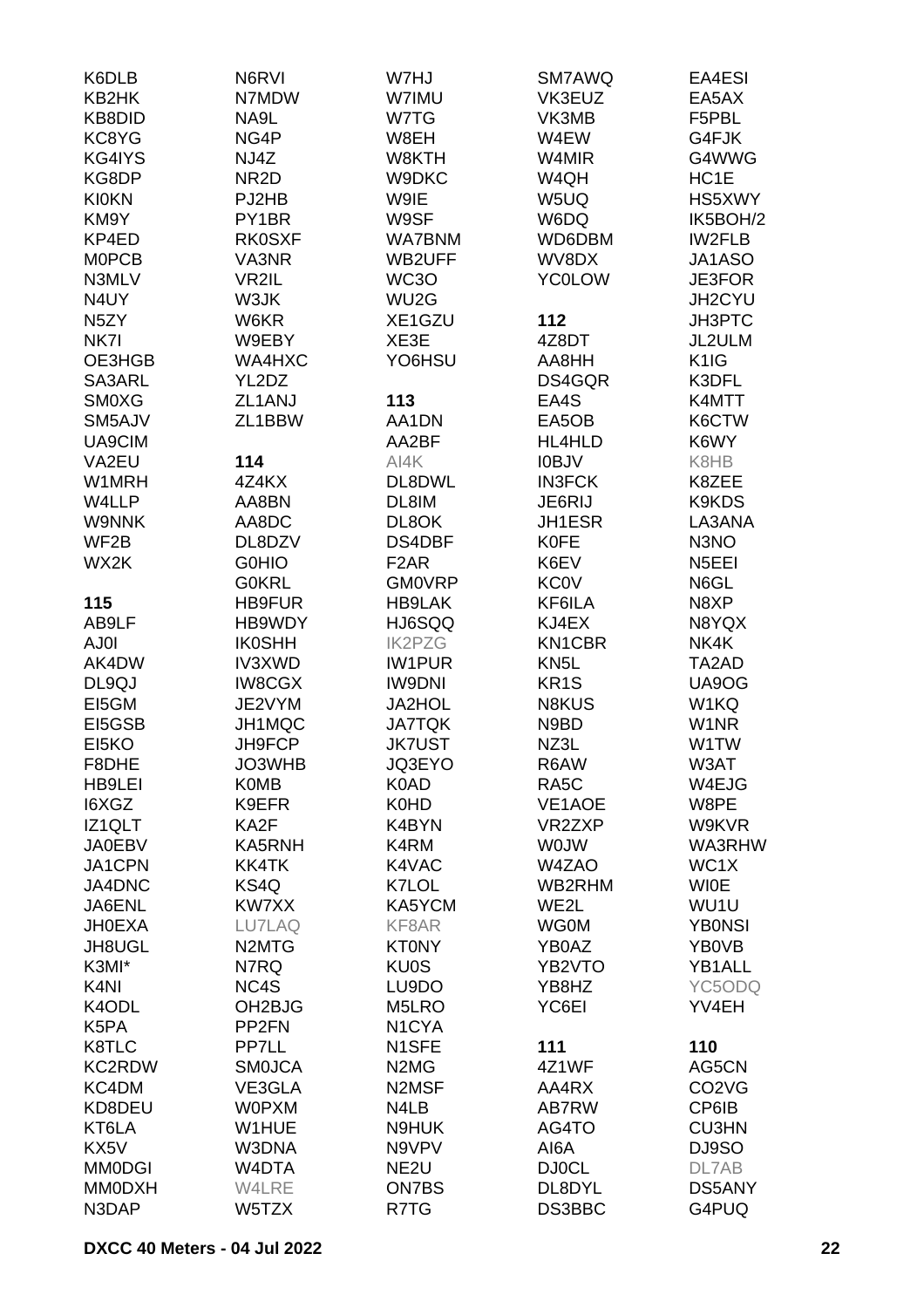K6DLB
KB2HK
KB8DID
KC8YG
KG4IYS
KG8DP
KI0KN
KM9Y
KP4ED
M0PCB
N3MLV
N4UY
N5ZY
NK7I
OE3HGB
SA3ARL
SM0XG
SM5AJV
UA9CIM
VA2EU
W1MRH
W4LLP
W9NNK
WF2B
WX2K

N6RVI
N7MDW
NA9L
NG4P
NJ4Z
NR2D
PJ2HB
PY1BR
RK0SXF
VA3NR
VR2IL
W3JK
W6KR
W9EBY
WA4HXC
YL2DZ
ZL1ANJ
ZL1BBW

W7HJ
W7IMU
W7TG
W8EH
W8KTH
W9DKC
W9IE
W9SF
WA7BNM
WB2UFF
WC3O
WU2G
XE1GZU
XE3E
YO6HSU

SM7AWQ
VK3EUZ
VK3MB
W4EW
W4MIR
W4QH
W5UQ
W6DQ
WD6DBM
WV8DX
YC0LOW

EA4ESI
EA5AX
F5PBL
G4FJK
G4WWG
HC1E
HS5XWY
IK5BOH/2
IW2FLB
JA1ASO
JE3FOR
JH2CYU
JH3PTC
JL2ULM
K1IG
K3DFL
K4MTT
K6CTW
K6WY
K8HB
K8ZEE
K9KDS
LA3ANA
N3NO
N5EEI
N6GL
N8XP
N8YQX
NK4K
TA2AD
UA9OG
W1KQ
W1NR
W1TW
W3AT
W4EJG
W8PE
W9KVR
WA3RHW
WC1X
WI0E
WU1U
YB0NSI
YB0VB
YB1ALL
YC5ODQ
YV4EH

**115**

AB9LF
AJ0I
AK4DW
DL9QJ
EI5GM
EI5GSB
EI5KO
F8DHE
HB9LEI
I6XGZ
IZ1QLT
JA0EBV
JA1CPN
JA4DNC
JA6ENL
JH0EXA
JH8UGL
K3MI*
K4NI
K4ODL
K5PA
K8TLC
KC2RDW
KC4DM
KD8DEU
KT6LA
KX5V
MM0DGI
MM0DXH
N3DAP

**114**

4Z4KX
AA8BN
AA8DC
DL8DZV
G0HIO
G0KRL
HB9FUR
HB9WDY
IK0SHH
IV3XWD
IW8CGX
JE2VYM
JH1MQC
JH9FCP
JO3WHB
K0MB
K9EFR
KA2F
KA5RNH
KK4TK
KS4Q
KW7XX
LU7LAQ
N2MTG
N7RQ
NC4S
OH2BJG
PP2FN
PP7LL
SM0JCA
VE3GLA
W0PXM
W1HUE
W3DNA
W4DTA
W4LRE
W5TZX

**113**

AA1DN
AA2BF
AI4K
DL8DWL
DL8IM
DL8OK
DS4DBF
F2AR
GM0VRP
HB9LAK
HJ6SQQ
IK2PZG
IW1PUR
IW9DNI
JA2HOL
JA7TQK
JK7UST
JQ3EYO
K0AD
K0HD
K4BYN
K4RM
K4VAC
K7LOL
KA5YCM
KF8AR
KT0NY
KU0S
LU9DO
M5LRO
N1CYA
N1SFE
N2MG
N2MSF
N4LB
N9HUK
N9VPV
NE2U
ON7BS
R7TG

**112**

4Z8DT
AA8HH
DS4GQR
EA4S
EA5OB
HL4HLD
I0BJV
IN3FCK
JE6RIJ
JH1ESR
K0FE
K6EV
KC0V
KF6ILA
KJ4EX
KN1CBR
KN5L
KR1S
N8KUS
N9BD
NZ3L
R6AW
RA5C
VE1AOE
VR2ZXP
W0JW
W4ZAO
WB2RHM
WE2L
WG0M
YB0AZ
YB2VTO
YB8HZ
YC6EI

**111**

4Z1WF
AA4RX
AB7RW
AG4TO
AI6A
DJ0CL
DL8DYL
DS3BBC

**110**

AG5CN
CO2VG
CP6IB
CU3HN
DJ9SO
DL7AB
DS5ANY
G4PUQ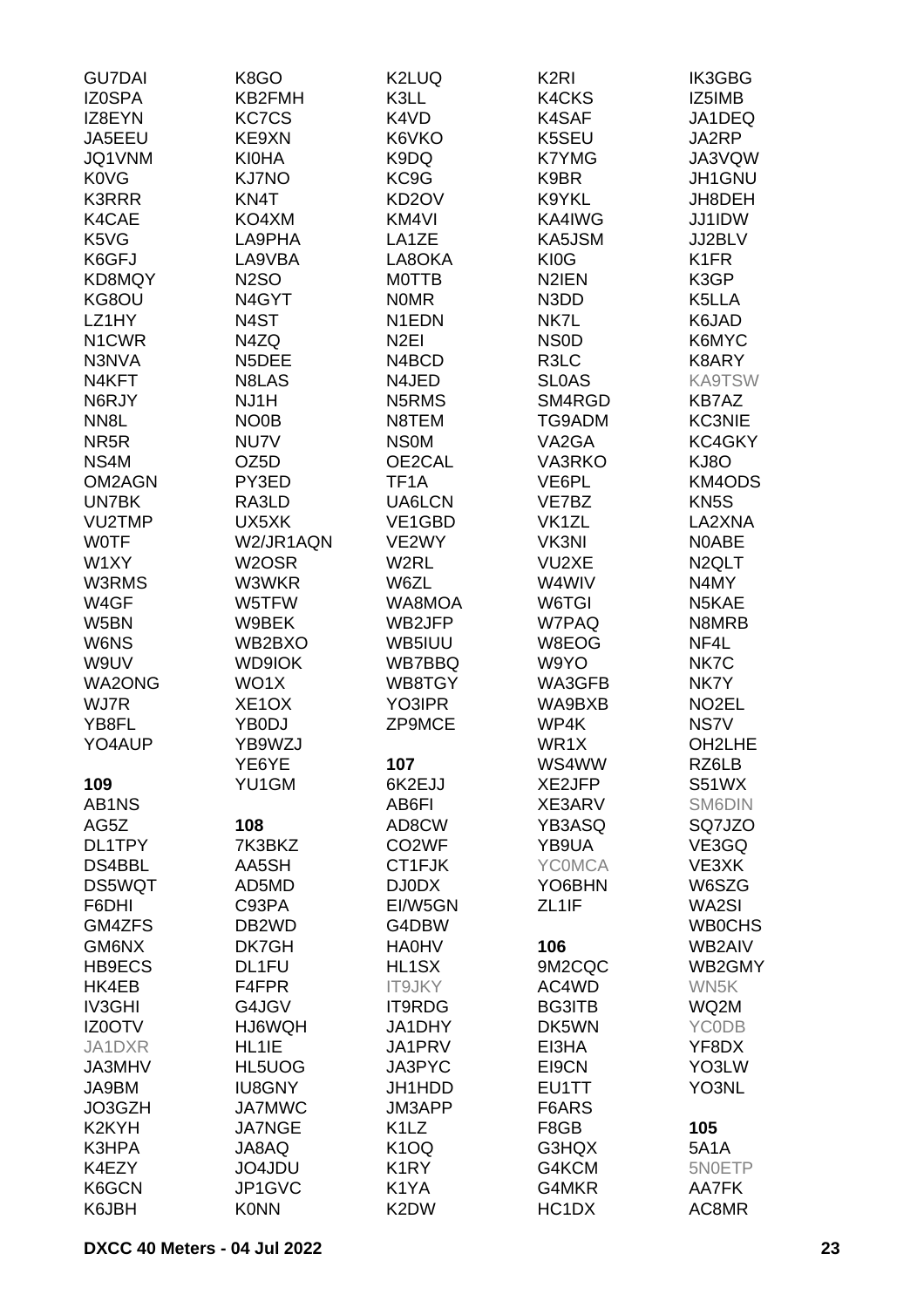GU7DAI
IZ0SPA
IZ8EYN
JA5EEU
JQ1VNM
K0VG
K3RRR
K4CAE
K5VG
K6GFJ
KD8MQY
KG8OU
LZ1HY
N1CWR
N3NVA
N4KFT
N6RJY
NN8L
NR5R
NS4M
OM2AGN
UN7BK
VU2TMP
W0TF
W1XY
W3RMS
W4GF
W5BN
W6NS
W9UV
WA2ONG
WJ7R
YB8FL
YO4AUP

**109**

AB1NS
AG5Z
DL1TPY
DS4BBL
DS5WQT
F6DHI
GM4ZFS
GM6NX
HB9ECS
HK4EB
IV3GHI
IZ0OTV
JA1DXR
JA3MHV
JA9BM
JO3GZH
K2KYH
K3HPA
K4EZY
K6GCN
K6JBH
K8GO
KB2FMH
KC7CS
KE9XN
KI0HA
KJ7NO
KN4T
KO4XM
LA9PHA
LA9VBA
N2SO
N4GYT
N4ST
N4ZQ
N5DEE
N8LAS
NJ1H
NO0B
NU7V
OZ5D
PY3ED
RA3LD
UX5XK
W2/JR1AQN
W2OSR
W3WKR
W5TFW
W9BEK
WB2BXO
WD9IOK
WO1X
XE1OX
YB0DJ
YB9WZJ
YE6YE
YU1GM

**108**

7K3BKZ
AA5SH
AD5MD
C93PA
DB2WD
DK7GH
DL1FU
F4FPR
G4JGV
HJ6WQH
HL1IE
HL5UOG
IU8GNY
JA7MWC
JA7NGE
JA8AQ
JO4JDU
JP1GVC
K0NN
K2LUQ
K3LL
K4VD
K6VKO
K9DQ
KC9G
KD2OV
KM4VI
LA1ZE
LA8OKA
M0TTB
N0MR
N1EDN
N2EI
N4BCD
N4JED
N5RMS
N8TEM
NS0M
OE2CAL
TF1A
UA6LCN
VE1GBD
VE2WY
W2RL
W6ZL
WA8MOA
WB2JFP
WB5IUU
WB7BBQ
WB8TGY
YO3IPR
ZP9MCE

**107**

6K2EJJ
AB6FI
AD8CW
CO2WF
CT1FJK
DJ0DX
EI/W5GN
G4DBW
HA0HV
HL1SX
IT9JKY
IT9RDG
JA1DHY
JA1PRV
JA3PYC
JH1HDD
JM3APP
K1LZ
K1OQ
K1RY
K1YA
K2DW
K2RI
K4CKS
K4SAF
K5SEU
K7YMG
K9BR
K9YKL
KA4IWG
KA5JSM
KI0G
N2IEN
N3DD
NK7L
NS0D
R3LC
SL0AS
SM4RGD
TG9ADM
VA2GA
VA3RKO
VE6PL
VE7BZ
VK1ZL
VK3NI
VU2XE
W4WIV
W6TGI
W7PAQ
W8EOG
W9YO
WA3GFB
WA9BXB
WP4K
WR1X
WS4WW
XE2JFP
XE3ARV
YB3ASQ
YB9UA
YC0MCA
YO6BHN
ZL1IF

**106**

9M2CQC
AC4WD
BG3ITB
DK5WN
EI3HA
EI9CN
EU1TT
F6ARS
F8GB
G3HQX
G4KCM
G4MKR
HC1DX
IK3GBG
IZ5IMB
JA1DEQ
JA2RP
JA3VQW
JH1GNU
JH8DEH
JJ1IDW
JJ2BLV
K1FR
K3GP
K5LLA
K6JAD
K6MYC
K8ARY
KA9TSW
KB7AZ
KC3NIE
KC4GKY
KJ8O
KM4ODS
KN5S
LA2XNA
N0ABE
N2QLT
N4MY
N5KAE
N8MRB
NF4L
NK7C
NK7Y
NO2EL
NS7V
OH2LHE
RZ6LB
S51WX
SM6DIN
SQ7JZO
VE3GQ
VE3XK
W6SZG
WA2SI
WB0CHS
WB2AIV
WB2GMY
WN5K
WQ2M
YC0DB
YF8DX
YO3LW
YO3NL

**105**

5A1A
5N0ETP
AA7FK
AC8MR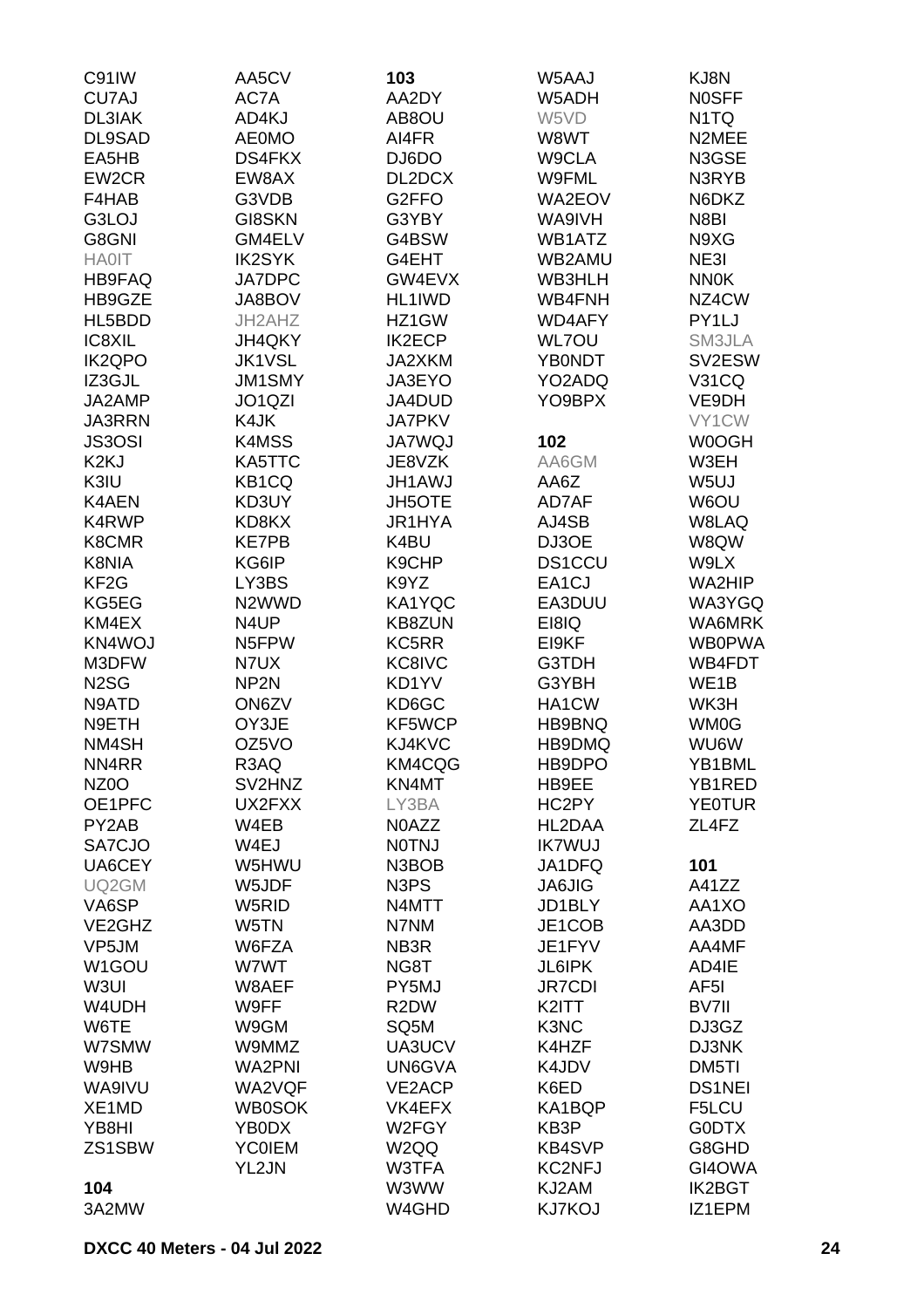C91IW
CU7AJ
DL3IAK
DL9SAD
EA5HB
EW2CR
F4HAB
G3LOJ
G8GNI
HA0IT
HB9FAQ
HB9GZE
HL5BDD
IC8XIL
IK2QPO
IZ3GJL
JA2AMP
JA3RRN
JS3OSI
K2KJ
K3IU
K4AEN
K4RWP
K8CMR
K8NIA
KF2G
KG5EG
KM4EX
KN4WOJ
M3DFW
N2SG
N9ATD
N9ETH
NM4SH
NN4RR
NZ0O
OE1PFC
PY2AB
SA7CJO
UA6CEY
UQ2GM
VA6SP
VE2GHZ
VP5JM
W1GOU
W3UI
W4UDH
W6TE
W7SMW
W9HB
WA9IVU
XE1MD
YB8HI
ZS1SBW

**104**

3A2MW
AA5CV
AC7A
AD4KJ
AE0MO
DS4FKX
EW8AX
G3VDB
GI8SKN
GM4ELV
IK2SYK
JA7DPC
JA8BOV
JH2AHZ
JH4QKY
JK1VSL
JM1SMY
JO1QZI
K4JK
K4MSS
KA5TTC
KB1CQ
KD3UY
KD8KX
KE7PB
KG6IP
LY3BS
N2WWD
N4UP
N5FPW
N7UX
NP2N
ON6ZV
OY3JE
OZ5VO
R3AQ
SV2HNZ
UX2FXX
W4EB
W4EJ
W5HWU
W5JDF
W5RID
W5TN
W6FZA
W7WT
W8AEF
W9FF
W9GM
W9MMZ
WA2PNI
WA2VQF
WB0SOK
YB0DX
YC0IEM
YL2JN

**103**

AA2DY
AB8OU
AI4FR
DJ6DO
DL2DCX
G2FFO
G3YBY
G4BSW
G4EHT
GW4EVX
HL1IWD
HZ1GW
IK2ECP
JA2XKM
JA3EYO
JA4DUD
JA7PKV
JA7WQJ
JE8VZK
JH1AWJ
JH5OTE
JR1HYA
K4BU
K9CHP
K9YZ
KA1YQC
KB8ZUN
KC5RR
KC8IVC
KD1YV
KD6GC
KF5WCP
KJ4KVC
KM4CQG
KN4MT
LY3BA
N0AZZ
N0TNJ
N3BOB
N3PS
N4MTT
N7NM
NB3R
NG8T
PY5MJ
R2DW
SQ5M
UA3UCV
UN6GVA
VE2ACP
VK4EFX
W2FGY
W2QQ
W3TFA
W3WW
W4GHD
W5AAJ
W5ADH
W5VD
W8WT
W9CLA
W9FML
WA2EOV
WA9IVH
WB1ATZ
WB2AMU
WB3HLH
WB4FNH
WD4AFY
WL7OU
YB0NDT
YO2ADQ
YO9BPX

**102**

AA6GM
AA6Z
AD7AF
AJ4SB
DJ3OE
DS1CCU
EA1CJ
EA3DUU
EI8IQ
EI9KF
G3TDH
G3YBH
HA1CW
HB9BNQ
HB9DMQ
HB9DPO
HB9EE
HC2PY
HL2DAA
IK7WUJ
JA1DFQ
JA6JIG
JD1BLY
JE1COB
JE1FYV
JL6IPK
JR7CDI
K2ITT
K3NC
K4HZF
K4JDV
K6ED
KA1BQP
KB3P
KB4SVP
KC2NFJ
KJ2AM
KJ7KOJ
KJ8N
N0SFF
N1TQ
N2MEE
N3GSE
N3RYB
N6DKZ
N8BI
N9XG
NE3I
NN0K
NZ4CW
PY1LJ
SM3JLA
SV2ESW
V31CQ
VE9DH
VY1CW
W0OGH
W3EH
W5UJ
W6OU
W8LAQ
W8QW
W9LX
WA2HIP
WA3YGQ
WA6MRK
WB0PWA
WB4FDT
WE1B
WK3H
WM0G
WU6W
YB1BML
YB1RED
YE0TUR
ZL4FZ

**101**

A41ZZ
AA1XO
AA3DD
AA4MF
AD4IE
AF5I
BV7II
DJ3GZ
DJ3NK
DM5TI
DS1NEI
F5LCU
G0DTX
G8GHD
GI4OWA
IK2BGT
IZ1EPM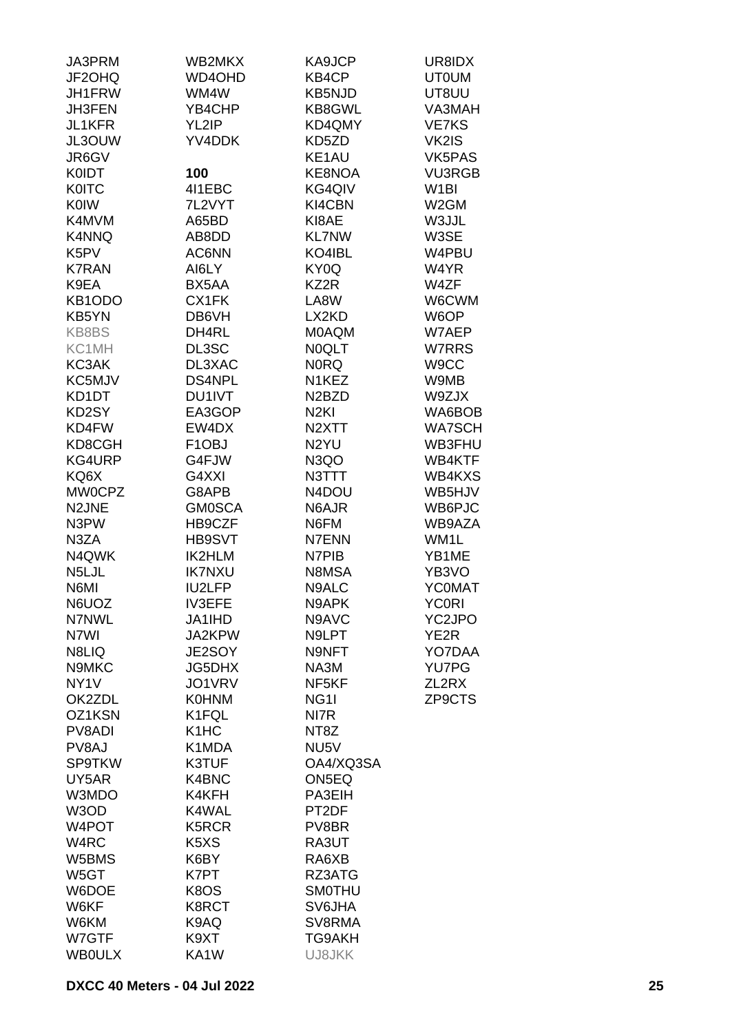JA3PRM
JF2OHQ
JH1FRW
JH3FEN
JL1KFR
JL3OUW
JR6GV
K0IDT
K0ITC
K0IW
K4MVM
K4NNQ
K5PV
K7RAN
K9EA
KB1ODO
KB5YN
KB8BS
KC1MH
KC3AK
KC5MJV
KD1DT
KD2SY
KD4FW
KD8CGH
KG4URP
KQ6X
MW0CPZ
N2JNE
N3PW
N3ZA
N4QWK
N5LJL
N6MI
N6UOZ
N7NWL
N7WI
N8LIQ
N9MKC
NY1V
OK2ZDL
OZ1KSN
PV8ADI
PV8AJ
SP9TKW
UY5AR
W3MDO
W3OD
W4POT
W4RC
W5BMS
W5GT
W6DOE
W6KF
W6KM
W7GTF
WB0ULX
WB2MKX
WD4OHD
WM4W
YB4CHP
YL2IP
YV4DDK

**100**

4I1EBC
7L2VYT
A65BD
AB8DD
AC6NN
AI6LY
BX5AA
CX1FK
DB6VH
DH4RL
DL3SC
DL3XAC
DS4NPL
DU1IVT
EA3GOP
EW4DX
F1OBJ
G4FJW
G4XXI
G8APB
GM0SCA
HB9CZF
HB9SVT
IK2HLM
IK7NXU
IU2LFP
IV3EFE
JA1IHD
JA2KPW
JE2SOY
JG5DHX
JO1VRV
K0HNM
K1FQL
K1HC
K1MDA
K3TUF
K4BNC
K4KFH
K4WAL
K5RCR
K5XS
K6BY
K7PT
K8OS
K8RCT
K9AQ
K9XT
KA1W
KA9JCP
KB4CP
KB5NJD
KB8GWL
KD4QMY
KD5ZD
KE1AU
KE8NOA
KG4QIV
KI4CBN
KI8AE
KL7NW
KO4IBL
KY0Q
KZ2R
LA8W
LX2KD
M0AQM
N0QLT
N0RQ
N1KEZ
N2BZD
N2KI
N2XTT
N2YU
N3QO
N3TTT
N4DOU
N6AJR
N6FM
N7ENN
N7PIB
N8MSA
N9ALC
N9APK
N9AVC
N9LPT
N9NFT
NA3M
NF5KF
NG1I
NI7R
NT8Z
NU5V
OA4/XQ3SA
ON5EQ
PA3EIH
PT2DF
PV8BR
RA3UT
RA6XB
RZ3ATG
SM0THU
SV6JHA
SV8RMA
TG9AKH
UJ8JKK
UR8IDX
UT0UM
UT8UU
VA3MAH
VE7KS
VK2IS
VK5PAS
VU3RGB
W1BI
W2GM
W3JJL
W3SE
W4PBU
W4YR
W4ZF
W6CWM
W6OP
W7AEP
W7RRS
W9CC
W9MB
W9ZJX
WA6BOB
WA7SCH
WB3FHU
WB4KTF
WB4KXS
WB5HJV
WB6PJC
WB9AZA
WM1L
YB1ME
YB3VO
YC0MAT
YC0RI
YC2JPO
YE2R
YO7DAA
YU7PG
ZL2RX
ZP9CTS